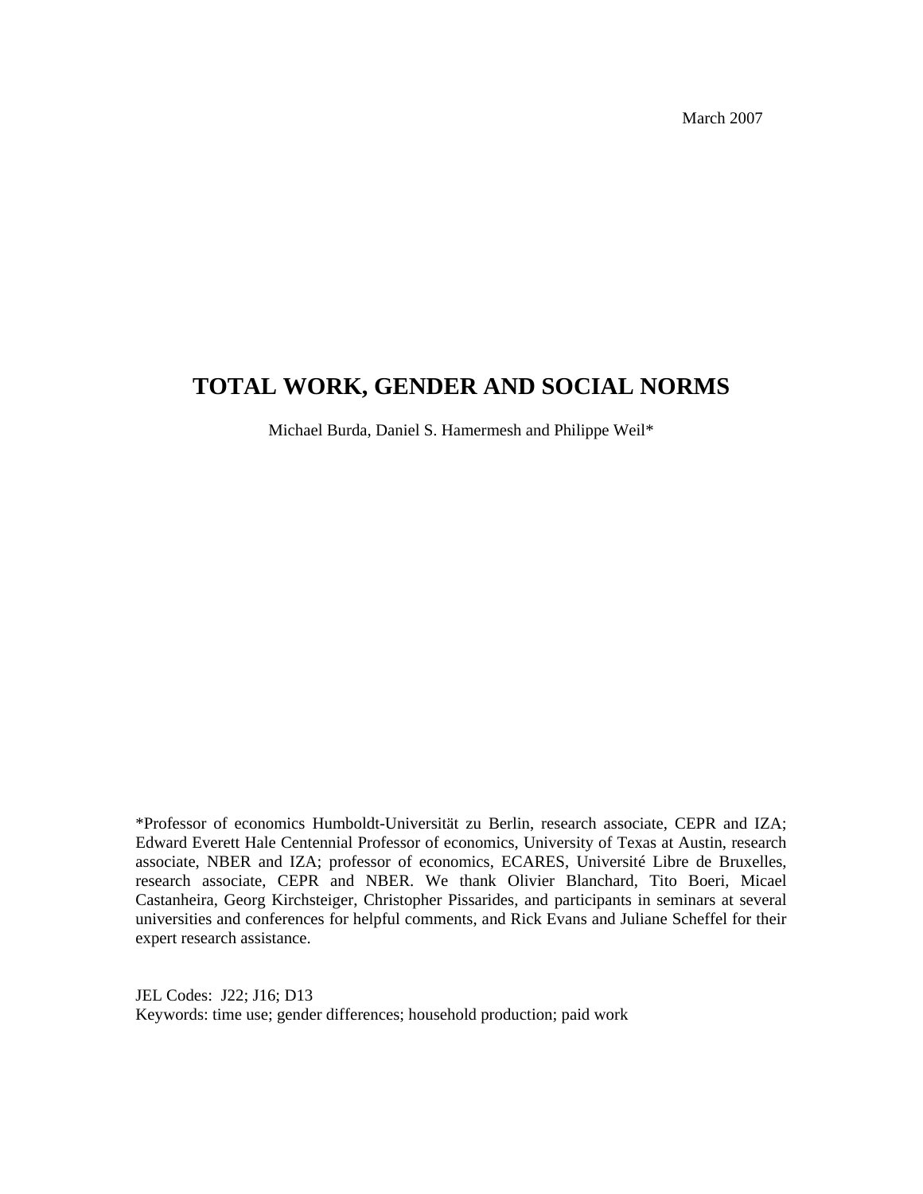March 2007

# TOTAL WORK, GENDER AND SOCIAL NORMS

Michael Burda, Daniel S. Hamermesh and Philippe Weil*

*Professor of economics Humboldt-Universität zu Berlin, research associate, CEPR and IZA; Edward Everett Hale Centennial Professor of economics, University of Texas at Austin, research associate, NBER and IZA; professor of economics, ECARES, Université Libre de Bruxelles, research associate, CEPR and NBER. We thank Olivier Blanchard, Tito Boeri, Micael Castanheira, Georg Kirchsteiger, Christopher Pissarides, and participants in seminars at several universities and conferences for helpful comments, and Rick Evans and Juliane Scheffel for their expert research assistance.

JEL Codes: J22; J16; D13
Keywords: time use; gender differences; household production; paid work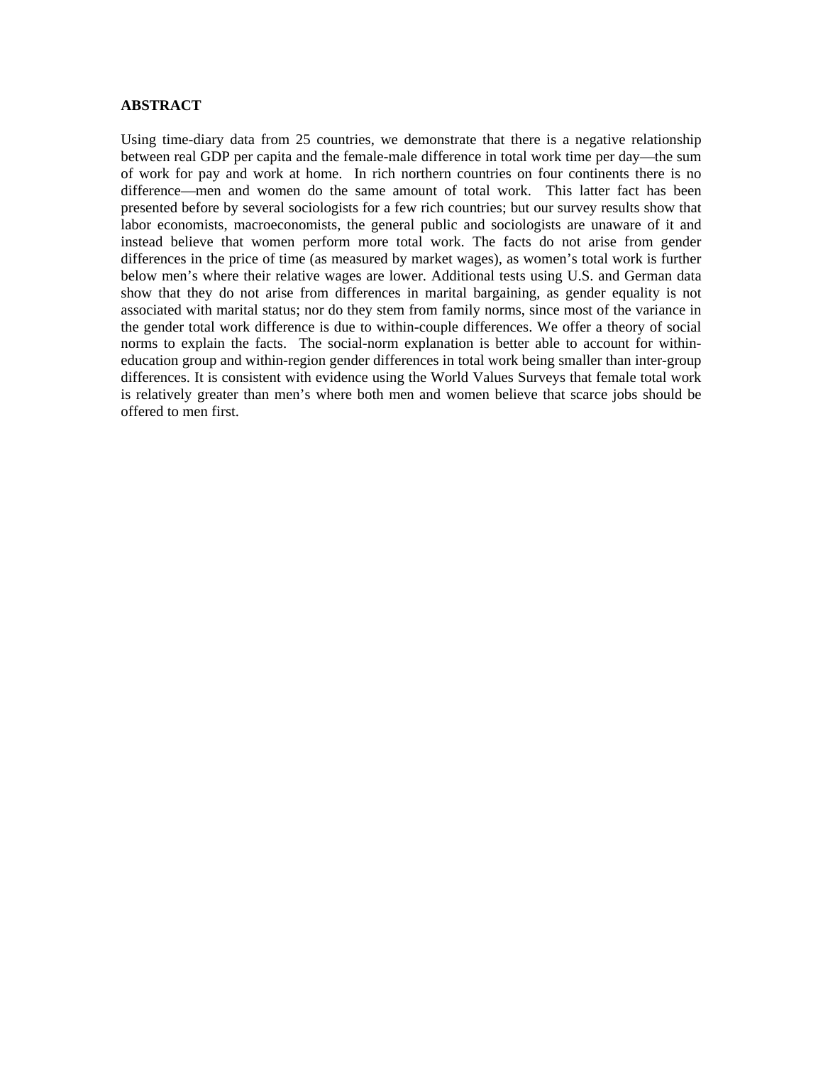**ABSTRACT**

Using time-diary data from 25 countries, we demonstrate that there is a negative relationship between real GDP per capita and the female-male difference in total work time per day—the sum of work for pay and work at home. In rich northern countries on four continents there is no difference—men and women do the same amount of total work. This latter fact has been presented before by several sociologists for a few rich countries; but our survey results show that labor economists, macroeconomists, the general public and sociologists are unaware of it and instead believe that women perform more total work. The facts do not arise from gender differences in the price of time (as measured by market wages), as women's total work is further below men's where their relative wages are lower. Additional tests using U.S. and German data show that they do not arise from differences in marital bargaining, as gender equality is not associated with marital status; nor do they stem from family norms, since most of the variance in the gender total work difference is due to within-couple differences. We offer a theory of social norms to explain the facts. The social-norm explanation is better able to account for within-education group and within-region gender differences in total work being smaller than inter-group differences. It is consistent with evidence using the World Values Surveys that female total work is relatively greater than men's where both men and women believe that scarce jobs should be offered to men first.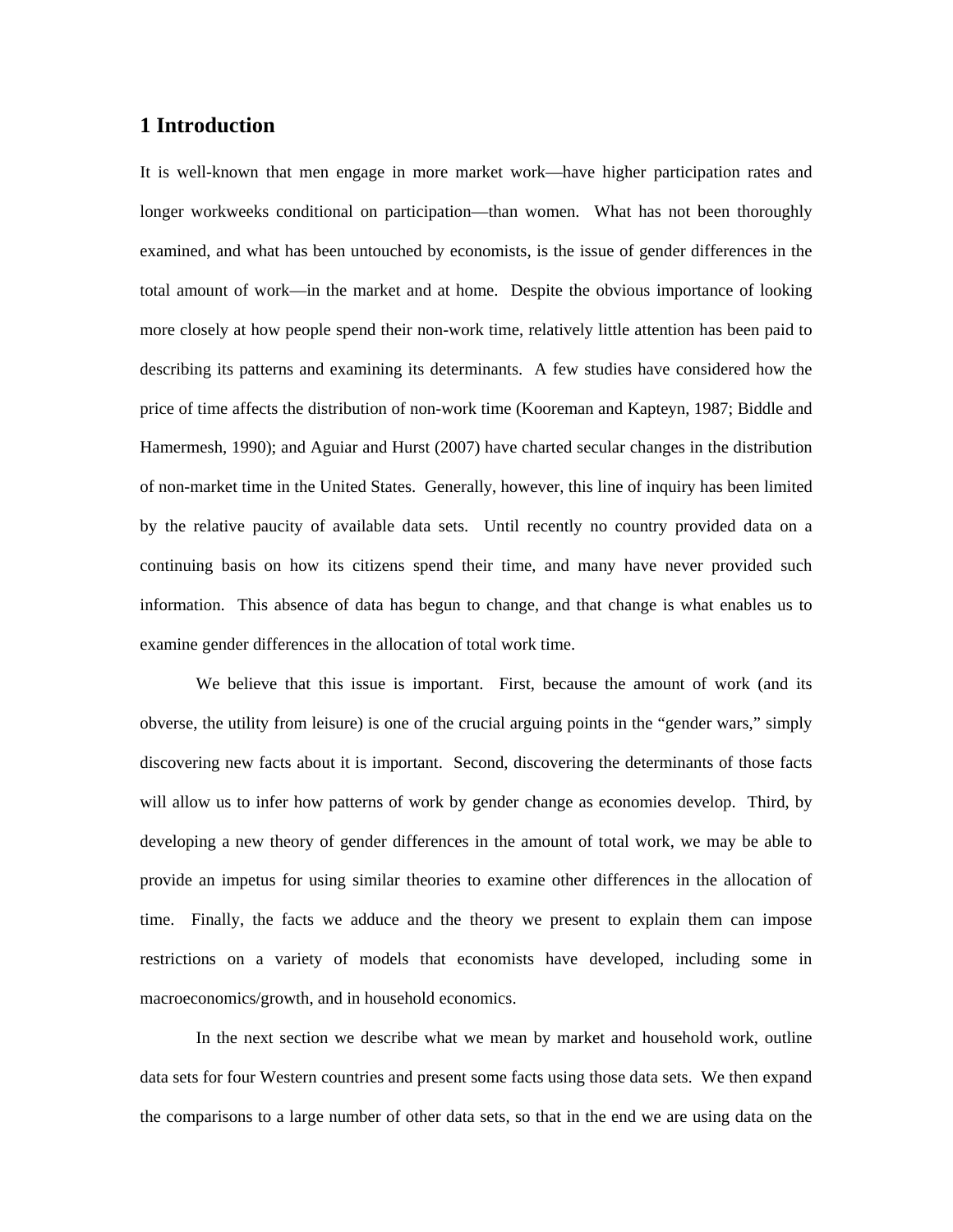## 1 Introduction

It is well-known that men engage in more market work—have higher participation rates and longer workweeks conditional on participation—than women. What has not been thoroughly examined, and what has been untouched by economists, is the issue of gender differences in the total amount of work—in the market and at home. Despite the obvious importance of looking more closely at how people spend their non-work time, relatively little attention has been paid to describing its patterns and examining its determinants. A few studies have considered how the price of time affects the distribution of non-work time (Kooreman and Kapteyn, 1987; Biddle and Hamermesh, 1990); and Aguiar and Hurst (2007) have charted secular changes in the distribution of non-market time in the United States. Generally, however, this line of inquiry has been limited by the relative paucity of available data sets. Until recently no country provided data on a continuing basis on how its citizens spend their time, and many have never provided such information. This absence of data has begun to change, and that change is what enables us to examine gender differences in the allocation of total work time.

We believe that this issue is important. First, because the amount of work (and its obverse, the utility from leisure) is one of the crucial arguing points in the "gender wars," simply discovering new facts about it is important. Second, discovering the determinants of those facts will allow us to infer how patterns of work by gender change as economies develop. Third, by developing a new theory of gender differences in the amount of total work, we may be able to provide an impetus for using similar theories to examine other differences in the allocation of time. Finally, the facts we adduce and the theory we present to explain them can impose restrictions on a variety of models that economists have developed, including some in macroeconomics/growth, and in household economics.

In the next section we describe what we mean by market and household work, outline data sets for four Western countries and present some facts using those data sets. We then expand the comparisons to a large number of other data sets, so that in the end we are using data on the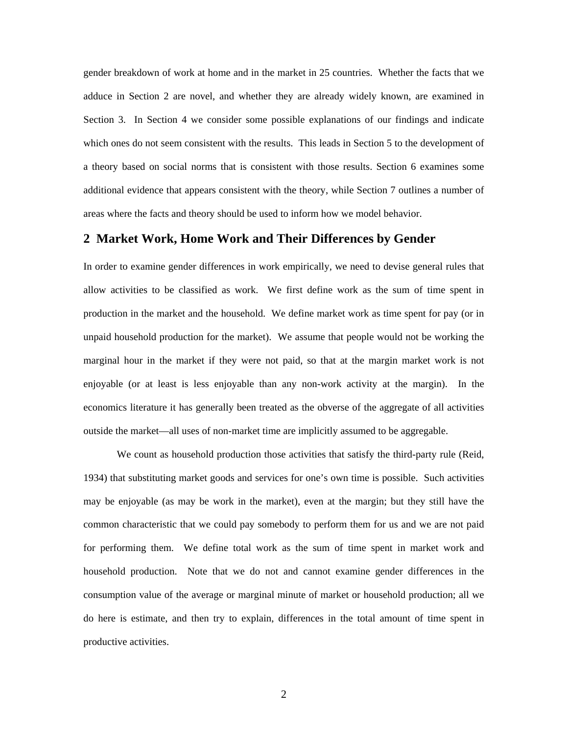gender breakdown of work at home and in the market in 25 countries. Whether the facts that we adduce in Section 2 are novel, and whether they are already widely known, are examined in Section 3. In Section 4 we consider some possible explanations of our findings and indicate which ones do not seem consistent with the results. This leads in Section 5 to the development of a theory based on social norms that is consistent with those results. Section 6 examines some additional evidence that appears consistent with the theory, while Section 7 outlines a number of areas where the facts and theory should be used to inform how we model behavior.

## 2 Market Work, Home Work and Their Differences by Gender

In order to examine gender differences in work empirically, we need to devise general rules that allow activities to be classified as work. We first define work as the sum of time spent in production in the market and the household. We define market work as time spent for pay (or in unpaid household production for the market). We assume that people would not be working the marginal hour in the market if they were not paid, so that at the margin market work is not enjoyable (or at least is less enjoyable than any non-work activity at the margin). In the economics literature it has generally been treated as the obverse of the aggregate of all activities outside the market—all uses of non-market time are implicitly assumed to be aggregable.

We count as household production those activities that satisfy the third-party rule (Reid, 1934) that substituting market goods and services for one's own time is possible. Such activities may be enjoyable (as may be work in the market), even at the margin; but they still have the common characteristic that we could pay somebody to perform them for us and we are not paid for performing them. We define total work as the sum of time spent in market work and household production. Note that we do not and cannot examine gender differences in the consumption value of the average or marginal minute of market or household production; all we do here is estimate, and then try to explain, differences in the total amount of time spent in productive activities.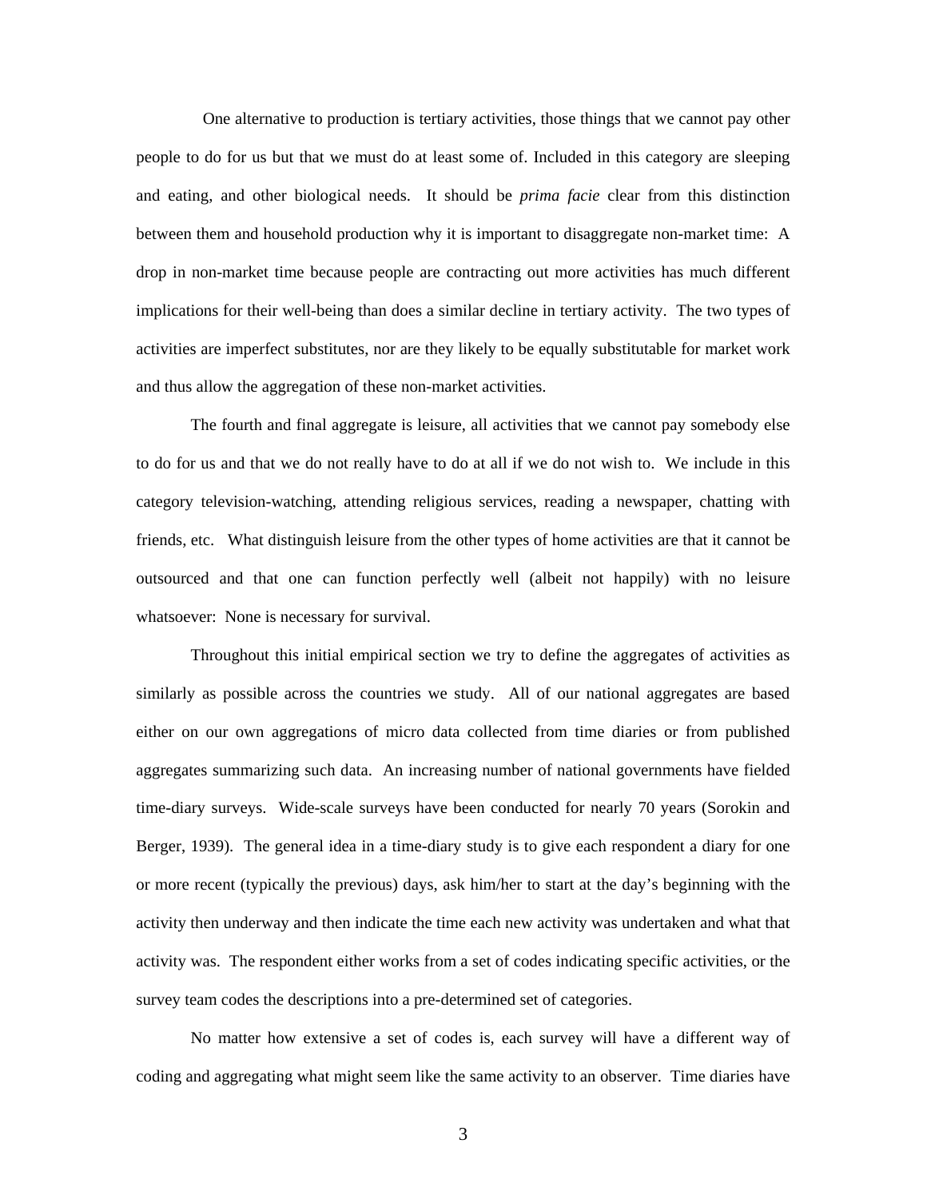One alternative to production is tertiary activities, those things that we cannot pay other people to do for us but that we must do at least some of. Included in this category are sleeping and eating, and other biological needs. It should be *prima facie* clear from this distinction between them and household production why it is important to disaggregate non-market time: A drop in non-market time because people are contracting out more activities has much different implications for their well-being than does a similar decline in tertiary activity. The two types of activities are imperfect substitutes, nor are they likely to be equally substitutable for market work and thus allow the aggregation of these non-market activities.

The fourth and final aggregate is leisure, all activities that we cannot pay somebody else to do for us and that we do not really have to do at all if we do not wish to. We include in this category television-watching, attending religious services, reading a newspaper, chatting with friends, etc. What distinguish leisure from the other types of home activities are that it cannot be outsourced and that one can function perfectly well (albeit not happily) with no leisure whatsoever: None is necessary for survival.

Throughout this initial empirical section we try to define the aggregates of activities as similarly as possible across the countries we study. All of our national aggregates are based either on our own aggregations of micro data collected from time diaries or from published aggregates summarizing such data. An increasing number of national governments have fielded time-diary surveys. Wide-scale surveys have been conducted for nearly 70 years (Sorokin and Berger, 1939). The general idea in a time-diary study is to give each respondent a diary for one or more recent (typically the previous) days, ask him/her to start at the day's beginning with the activity then underway and then indicate the time each new activity was undertaken and what that activity was. The respondent either works from a set of codes indicating specific activities, or the survey team codes the descriptions into a pre-determined set of categories.

No matter how extensive a set of codes is, each survey will have a different way of coding and aggregating what might seem like the same activity to an observer. Time diaries have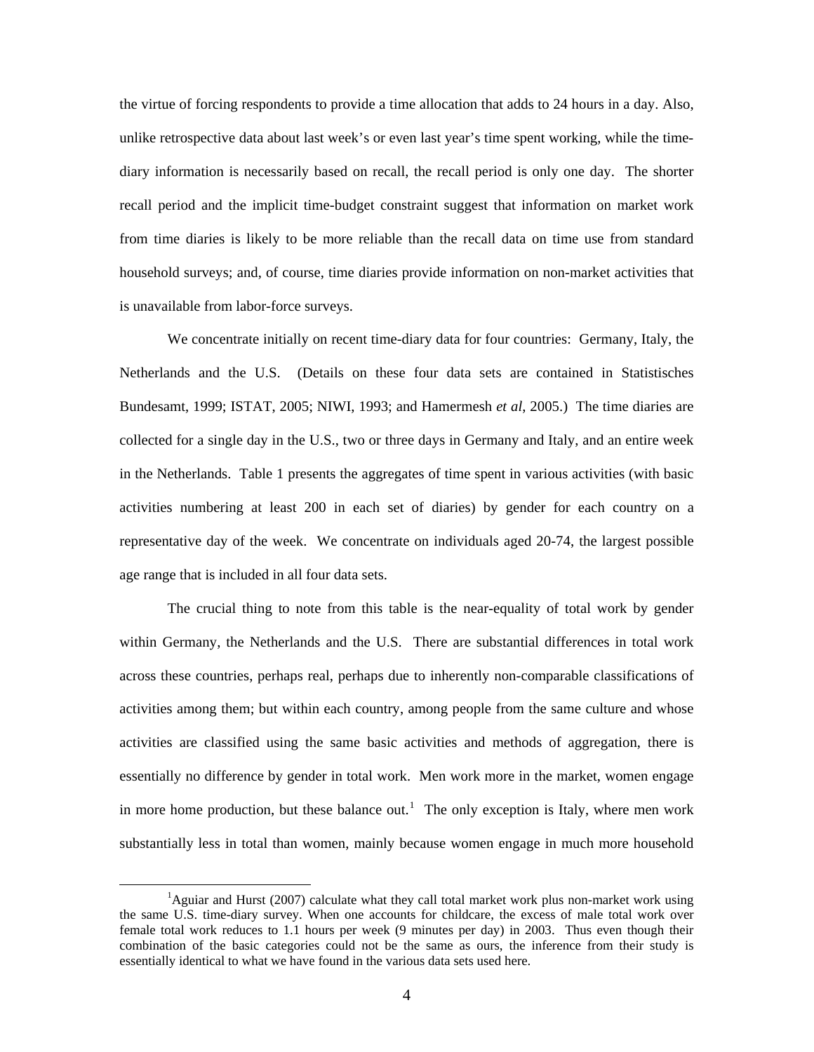the virtue of forcing respondents to provide a time allocation that adds to 24 hours in a day. Also, unlike retrospective data about last week's or even last year's time spent working, while the time-diary information is necessarily based on recall, the recall period is only one day. The shorter recall period and the implicit time-budget constraint suggest that information on market work from time diaries is likely to be more reliable than the recall data on time use from standard household surveys; and, of course, time diaries provide information on non-market activities that is unavailable from labor-force surveys.

We concentrate initially on recent time-diary data for four countries: Germany, Italy, the Netherlands and the U.S. (Details on these four data sets are contained in Statistisches Bundesamt, 1999; ISTAT, 2005; NIWI, 1993; and Hamermesh *et al*, 2005.) The time diaries are collected for a single day in the U.S., two or three days in Germany and Italy, and an entire week in the Netherlands. Table 1 presents the aggregates of time spent in various activities (with basic activities numbering at least 200 in each set of diaries) by gender for each country on a representative day of the week. We concentrate on individuals aged 20-74, the largest possible age range that is included in all four data sets.

The crucial thing to note from this table is the near-equality of total work by gender within Germany, the Netherlands and the U.S. There are substantial differences in total work across these countries, perhaps real, perhaps due to inherently non-comparable classifications of activities among them; but within each country, among people from the same culture and whose activities are classified using the same basic activities and methods of aggregation, there is essentially no difference by gender in total work. Men work more in the market, women engage in more home production, but these balance out.[1] The only exception is Italy, where men work substantially less in total than women, mainly because women engage in much more household

[1] Aguiar and Hurst (2007) calculate what they call total market work plus non-market work using the same U.S. time-diary survey. When one accounts for childcare, the excess of male total work over female total work reduces to 1.1 hours per week (9 minutes per day) in 2003. Thus even though their combination of the basic categories could not be the same as ours, the inference from their study is essentially identical to what we have found in the various data sets used here.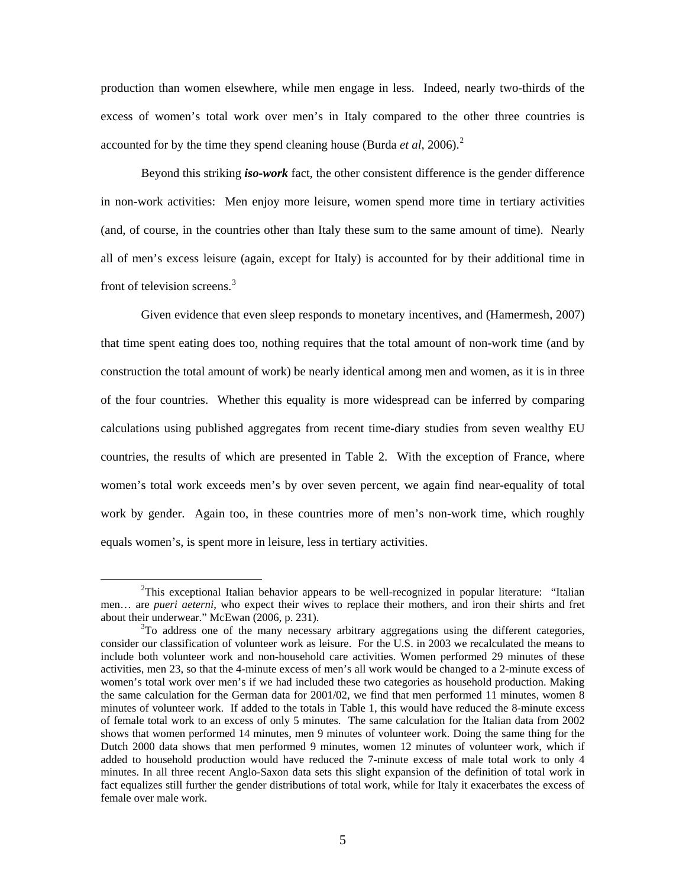production than women elsewhere, while men engage in less. Indeed, nearly two-thirds of the excess of women's total work over men's in Italy compared to the other three countries is accounted for by the time they spend cleaning house (Burda *et al*, 2006).[2]

Beyond this striking ***iso-work*** fact, the other consistent difference is the gender difference in non-work activities: Men enjoy more leisure, women spend more time in tertiary activities (and, of course, in the countries other than Italy these sum to the same amount of time). Nearly all of men's excess leisure (again, except for Italy) is accounted for by their additional time in front of television screens.[3]

Given evidence that even sleep responds to monetary incentives, and (Hamermesh, 2007) that time spent eating does too, nothing requires that the total amount of non-work time (and by construction the total amount of work) be nearly identical among men and women, as it is in three of the four countries. Whether this equality is more widespread can be inferred by comparing calculations using published aggregates from recent time-diary studies from seven wealthy EU countries, the results of which are presented in Table 2. With the exception of France, where women's total work exceeds men's by over seven percent, we again find near-equality of total work by gender. Again too, in these countries more of men's non-work time, which roughly equals women's, is spent more in leisure, less in tertiary activities.

---

[2]This exceptional Italian behavior appears to be well-recognized in popular literature: "Italian men… are *pueri aeterni*, who expect their wives to replace their mothers, and iron their shirts and fret about their underwear." McEwan (2006, p. 231).

[3]To address one of the many necessary arbitrary aggregations using the different categories, consider our classification of volunteer work as leisure. For the U.S. in 2003 we recalculated the means to include both volunteer work and non-household care activities. Women performed 29 minutes of these activities, men 23, so that the 4-minute excess of men's all work would be changed to a 2-minute excess of women's total work over men's if we had included these two categories as household production. Making the same calculation for the German data for 2001/02, we find that men performed 11 minutes, women 8 minutes of volunteer work. If added to the totals in Table 1, this would have reduced the 8-minute excess of female total work to an excess of only 5 minutes. The same calculation for the Italian data from 2002 shows that women performed 14 minutes, men 9 minutes of volunteer work. Doing the same thing for the Dutch 2000 data shows that men performed 9 minutes, women 12 minutes of volunteer work, which if added to household production would have reduced the 7-minute excess of male total work to only 4 minutes. In all three recent Anglo-Saxon data sets this slight expansion of the definition of total work in fact equalizes still further the gender distributions of total work, while for Italy it exacerbates the excess of female over male work.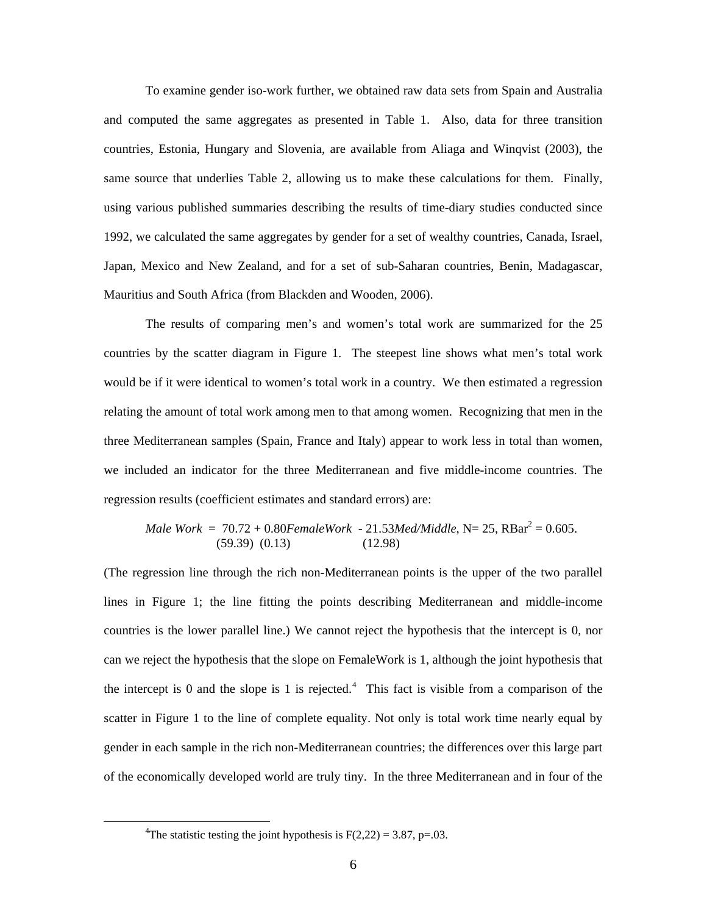To examine gender iso-work further, we obtained raw data sets from Spain and Australia and computed the same aggregates as presented in Table 1. Also, data for three transition countries, Estonia, Hungary and Slovenia, are available from Aliaga and Winqvist (2003), the same source that underlies Table 2, allowing us to make these calculations for them. Finally, using various published summaries describing the results of time-diary studies conducted since 1992, we calculated the same aggregates by gender for a set of wealthy countries, Canada, Israel, Japan, Mexico and New Zealand, and for a set of sub-Saharan countries, Benin, Madagascar, Mauritius and South Africa (from Blackden and Wooden, 2006).

The results of comparing men's and women's total work are summarized for the 25 countries by the scatter diagram in Figure 1. The steepest line shows what men's total work would be if it were identical to women's total work in a country. We then estimated a regression relating the amount of total work among men to that among women. Recognizing that men in the three Mediterranean samples (Spain, France and Italy) appear to work less in total than women, we included an indicator for the three Mediterranean and five middle-income countries. The regression results (coefficient estimates and standard errors) are:

$$\underset{}{\textit{Male Work}} = \underset{(59.39)}{70.72} + \underset{(0.13)}{0.80}\textit{FemaleWork} - \underset{(12.98)}{21.53}\textit{Med/Middle},\ N = 25,\ \text{RBar}^2 = 0.605.$$

(The regression line through the rich non-Mediterranean points is the upper of the two parallel lines in Figure 1; the line fitting the points describing Mediterranean and middle-income countries is the lower parallel line.) We cannot reject the hypothesis that the intercept is 0, nor can we reject the hypothesis that the slope on FemaleWork is 1, although the joint hypothesis that the intercept is 0 and the slope is 1 is rejected.[4] This fact is visible from a comparison of the scatter in Figure 1 to the line of complete equality. Not only is total work time nearly equal by gender in each sample in the rich non-Mediterranean countries; the differences over this large part of the economically developed world are truly tiny. In the three Mediterranean and in four of the

[4] The statistic testing the joint hypothesis is $F(2,22) = 3.87$, $p=.03$.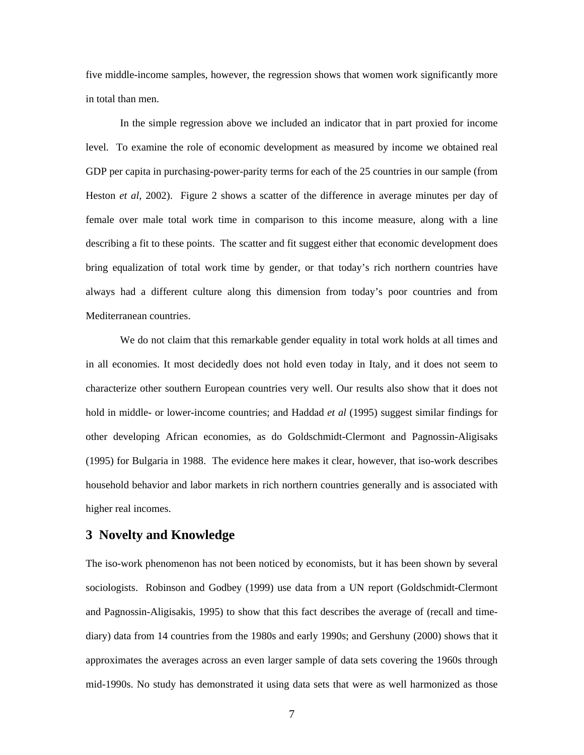five middle-income samples, however, the regression shows that women work significantly more in total than men.

In the simple regression above we included an indicator that in part proxied for income level. To examine the role of economic development as measured by income we obtained real GDP per capita in purchasing-power-parity terms for each of the 25 countries in our sample (from Heston *et al*, 2002). Figure 2 shows a scatter of the difference in average minutes per day of female over male total work time in comparison to this income measure, along with a line describing a fit to these points. The scatter and fit suggest either that economic development does bring equalization of total work time by gender, or that today's rich northern countries have always had a different culture along this dimension from today's poor countries and from Mediterranean countries.

We do not claim that this remarkable gender equality in total work holds at all times and in all economies. It most decidedly does not hold even today in Italy, and it does not seem to characterize other southern European countries very well. Our results also show that it does not hold in middle- or lower-income countries; and Haddad *et al* (1995) suggest similar findings for other developing African economies, as do Goldschmidt-Clermont and Pagnossin-Aligisaks (1995) for Bulgaria in 1988. The evidence here makes it clear, however, that iso-work describes household behavior and labor markets in rich northern countries generally and is associated with higher real incomes.

## 3 Novelty and Knowledge

The iso-work phenomenon has not been noticed by economists, but it has been shown by several sociologists. Robinson and Godbey (1999) use data from a UN report (Goldschmidt-Clermont and Pagnossin-Aligisakis, 1995) to show that this fact describes the average of (recall and time-diary) data from 14 countries from the 1980s and early 1990s; and Gershuny (2000) shows that it approximates the averages across an even larger sample of data sets covering the 1960s through mid-1990s. No study has demonstrated it using data sets that were as well harmonized as those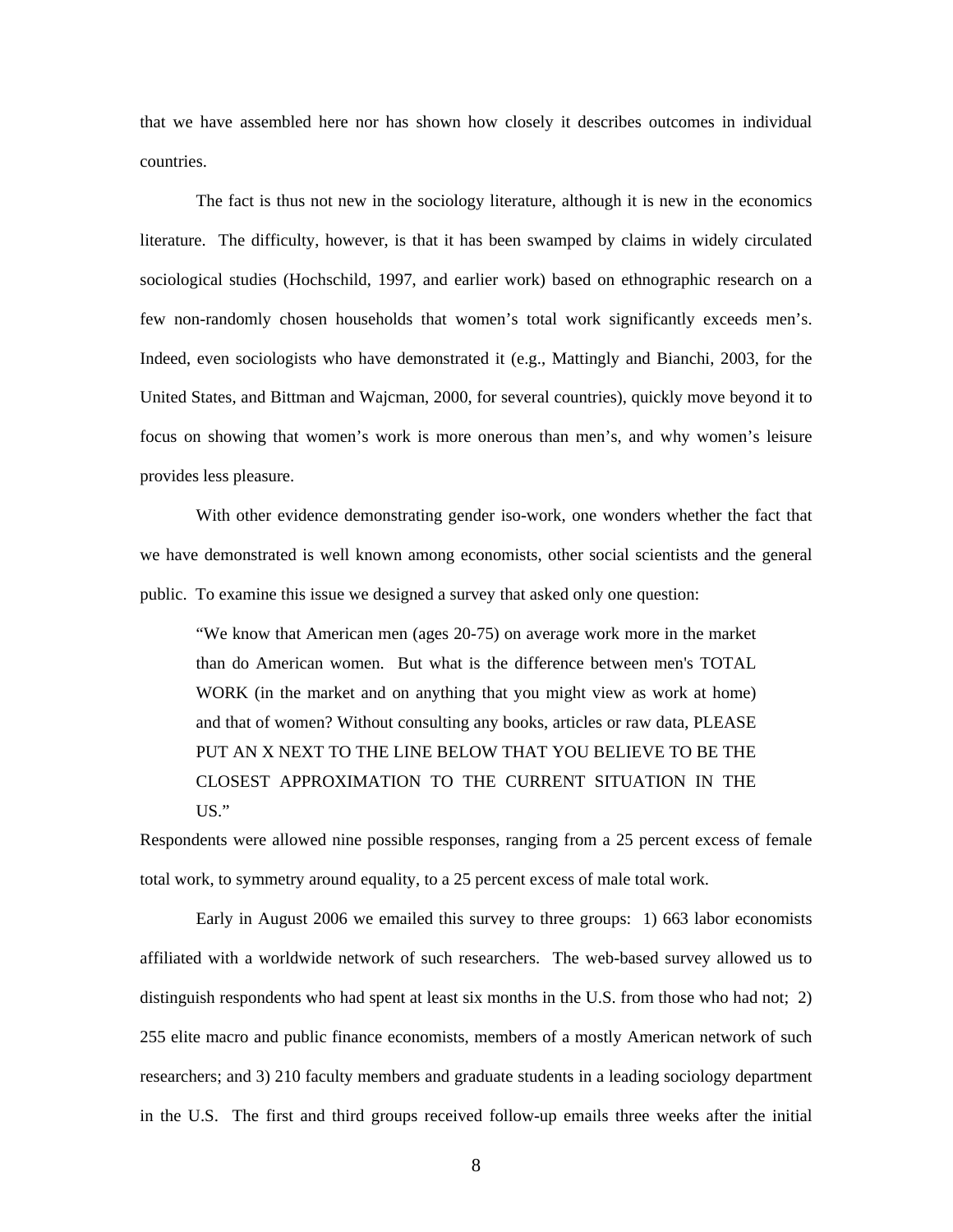that we have assembled here nor has shown how closely it describes outcomes in individual countries.

The fact is thus not new in the sociology literature, although it is new in the economics literature. The difficulty, however, is that it has been swamped by claims in widely circulated sociological studies (Hochschild, 1997, and earlier work) based on ethnographic research on a few non-randomly chosen households that women's total work significantly exceeds men's. Indeed, even sociologists who have demonstrated it (e.g., Mattingly and Bianchi, 2003, for the United States, and Bittman and Wajcman, 2000, for several countries), quickly move beyond it to focus on showing that women's work is more onerous than men's, and why women's leisure provides less pleasure.

With other evidence demonstrating gender iso-work, one wonders whether the fact that we have demonstrated is well known among economists, other social scientists and the general public. To examine this issue we designed a survey that asked only one question:

> "We know that American men (ages 20-75) on average work more in the market than do American women. But what is the difference between men's TOTAL WORK (in the market and on anything that you might view as work at home) and that of women? Without consulting any books, articles or raw data, PLEASE PUT AN X NEXT TO THE LINE BELOW THAT YOU BELIEVE TO BE THE CLOSEST APPROXIMATION TO THE CURRENT SITUATION IN THE US."

Respondents were allowed nine possible responses, ranging from a 25 percent excess of female total work, to symmetry around equality, to a 25 percent excess of male total work.

Early in August 2006 we emailed this survey to three groups: 1) 663 labor economists affiliated with a worldwide network of such researchers. The web-based survey allowed us to distinguish respondents who had spent at least six months in the U.S. from those who had not; 2) 255 elite macro and public finance economists, members of a mostly American network of such researchers; and 3) 210 faculty members and graduate students in a leading sociology department in the U.S. The first and third groups received follow-up emails three weeks after the initial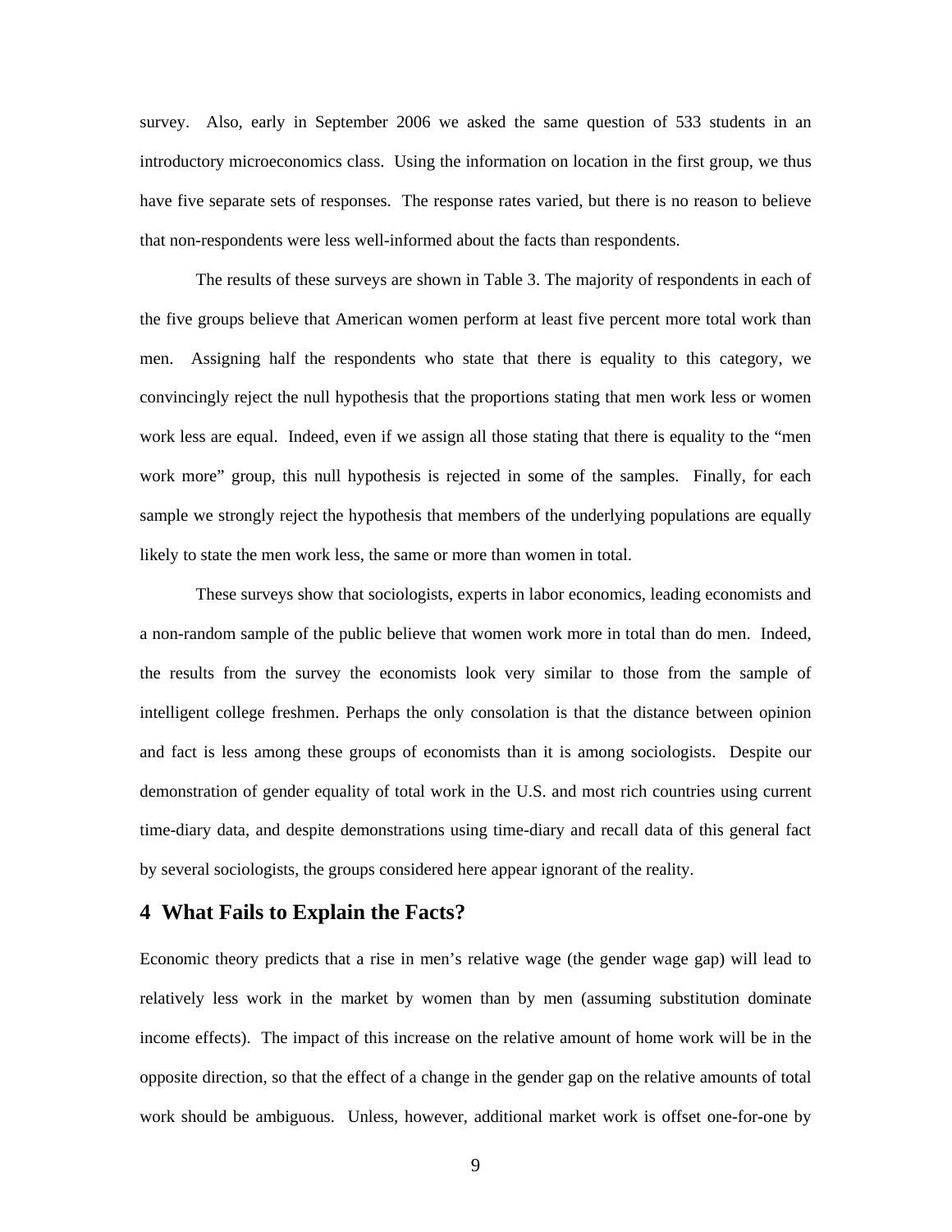survey. Also, early in September 2006 we asked the same question of 533 students in an introductory microeconomics class. Using the information on location in the first group, we thus have five separate sets of responses. The response rates varied, but there is no reason to believe that non-respondents were less well-informed about the facts than respondents.

The results of these surveys are shown in Table 3. The majority of respondents in each of the five groups believe that American women perform at least five percent more total work than men. Assigning half the respondents who state that there is equality to this category, we convincingly reject the null hypothesis that the proportions stating that men work less or women work less are equal. Indeed, even if we assign all those stating that there is equality to the "men work more" group, this null hypothesis is rejected in some of the samples. Finally, for each sample we strongly reject the hypothesis that members of the underlying populations are equally likely to state the men work less, the same or more than women in total.

These surveys show that sociologists, experts in labor economics, leading economists and a non-random sample of the public believe that women work more in total than do men. Indeed, the results from the survey the economists look very similar to those from the sample of intelligent college freshmen. Perhaps the only consolation is that the distance between opinion and fact is less among these groups of economists than it is among sociologists. Despite our demonstration of gender equality of total work in the U.S. and most rich countries using current time-diary data, and despite demonstrations using time-diary and recall data of this general fact by several sociologists, the groups considered here appear ignorant of the reality.

## 4 What Fails to Explain the Facts?

Economic theory predicts that a rise in men's relative wage (the gender wage gap) will lead to relatively less work in the market by women than by men (assuming substitution dominate income effects). The impact of this increase on the relative amount of home work will be in the opposite direction, so that the effect of a change in the gender gap on the relative amounts of total work should be ambiguous. Unless, however, additional market work is offset one-for-one by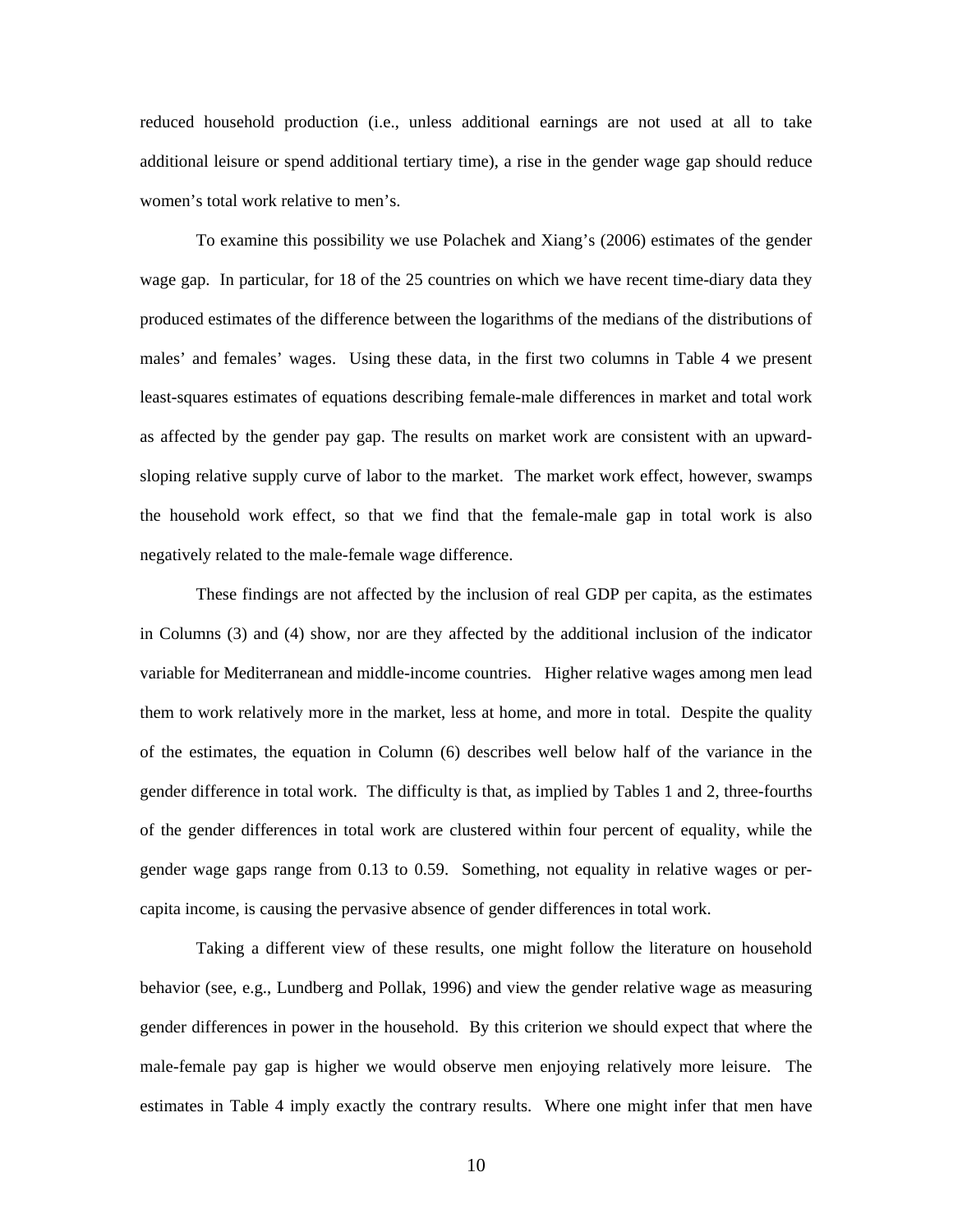reduced household production (i.e., unless additional earnings are not used at all to take additional leisure or spend additional tertiary time), a rise in the gender wage gap should reduce women's total work relative to men's.

To examine this possibility we use Polachek and Xiang's (2006) estimates of the gender wage gap. In particular, for 18 of the 25 countries on which we have recent time-diary data they produced estimates of the difference between the logarithms of the medians of the distributions of males' and females' wages. Using these data, in the first two columns in Table 4 we present least-squares estimates of equations describing female-male differences in market and total work as affected by the gender pay gap. The results on market work are consistent with an upward-sloping relative supply curve of labor to the market. The market work effect, however, swamps the household work effect, so that we find that the female-male gap in total work is also negatively related to the male-female wage difference.

These findings are not affected by the inclusion of real GDP per capita, as the estimates in Columns (3) and (4) show, nor are they affected by the additional inclusion of the indicator variable for Mediterranean and middle-income countries. Higher relative wages among men lead them to work relatively more in the market, less at home, and more in total. Despite the quality of the estimates, the equation in Column (6) describes well below half of the variance in the gender difference in total work. The difficulty is that, as implied by Tables 1 and 2, three-fourths of the gender differences in total work are clustered within four percent of equality, while the gender wage gaps range from 0.13 to 0.59. Something, not equality in relative wages or per-capita income, is causing the pervasive absence of gender differences in total work.

Taking a different view of these results, one might follow the literature on household behavior (see, e.g., Lundberg and Pollak, 1996) and view the gender relative wage as measuring gender differences in power in the household. By this criterion we should expect that where the male-female pay gap is higher we would observe men enjoying relatively more leisure. The estimates in Table 4 imply exactly the contrary results. Where one might infer that men have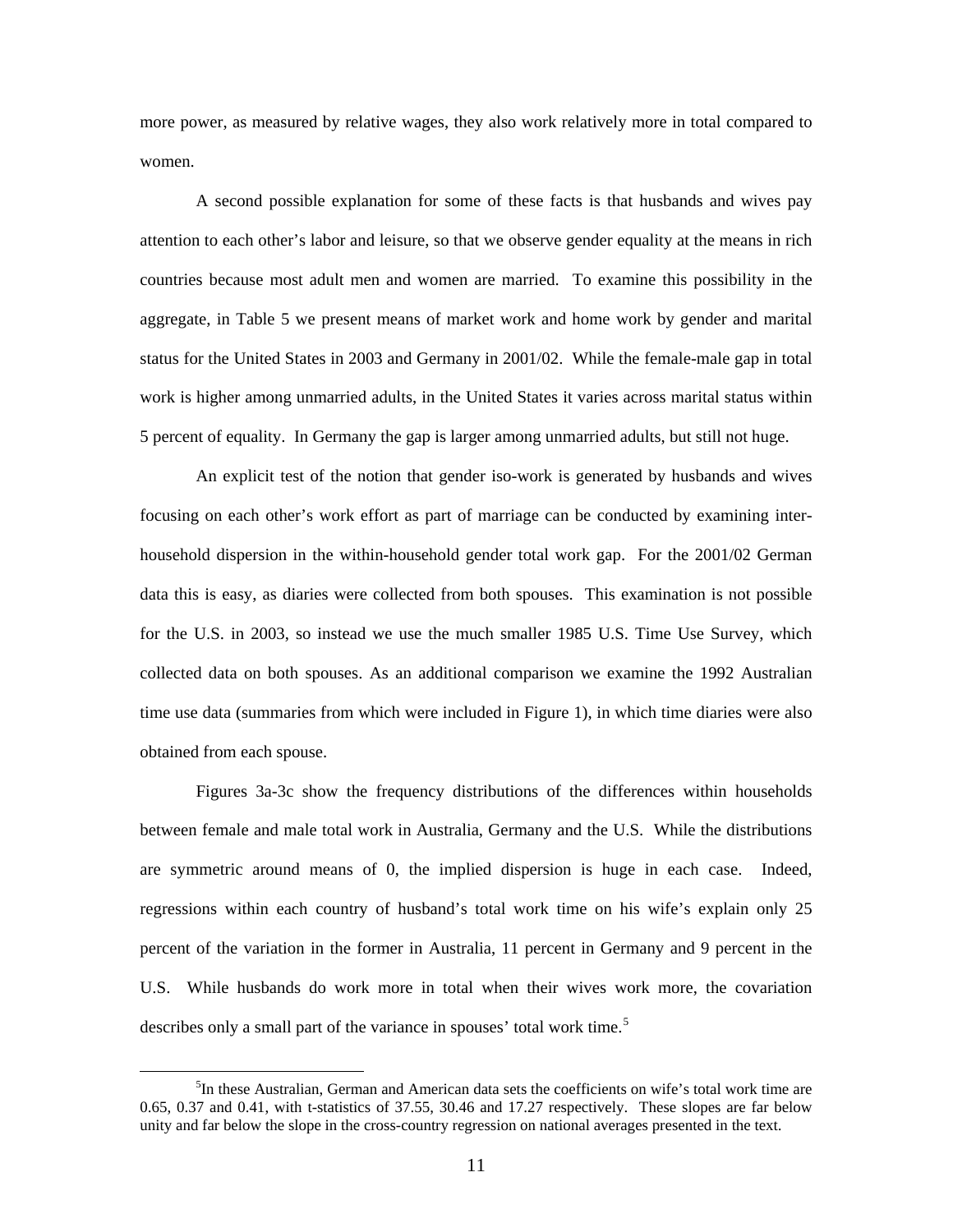more power, as measured by relative wages, they also work relatively more in total compared to women.

A second possible explanation for some of these facts is that husbands and wives pay attention to each other's labor and leisure, so that we observe gender equality at the means in rich countries because most adult men and women are married. To examine this possibility in the aggregate, in Table 5 we present means of market work and home work by gender and marital status for the United States in 2003 and Germany in 2001/02. While the female-male gap in total work is higher among unmarried adults, in the United States it varies across marital status within 5 percent of equality. In Germany the gap is larger among unmarried adults, but still not huge.

An explicit test of the notion that gender iso-work is generated by husbands and wives focusing on each other's work effort as part of marriage can be conducted by examining inter-household dispersion in the within-household gender total work gap. For the 2001/02 German data this is easy, as diaries were collected from both spouses. This examination is not possible for the U.S. in 2003, so instead we use the much smaller 1985 U.S. Time Use Survey, which collected data on both spouses. As an additional comparison we examine the 1992 Australian time use data (summaries from which were included in Figure 1), in which time diaries were also obtained from each spouse.

Figures 3a-3c show the frequency distributions of the differences within households between female and male total work in Australia, Germany and the U.S. While the distributions are symmetric around means of 0, the implied dispersion is huge in each case. Indeed, regressions within each country of husband's total work time on his wife's explain only 25 percent of the variation in the former in Australia, 11 percent in Germany and 9 percent in the U.S. While husbands do work more in total when their wives work more, the covariation describes only a small part of the variance in spouses' total work time.[5]

[5] In these Australian, German and American data sets the coefficients on wife's total work time are 0.65, 0.37 and 0.41, with t-statistics of 37.55, 30.46 and 17.27 respectively. These slopes are far below unity and far below the slope in the cross-country regression on national averages presented in the text.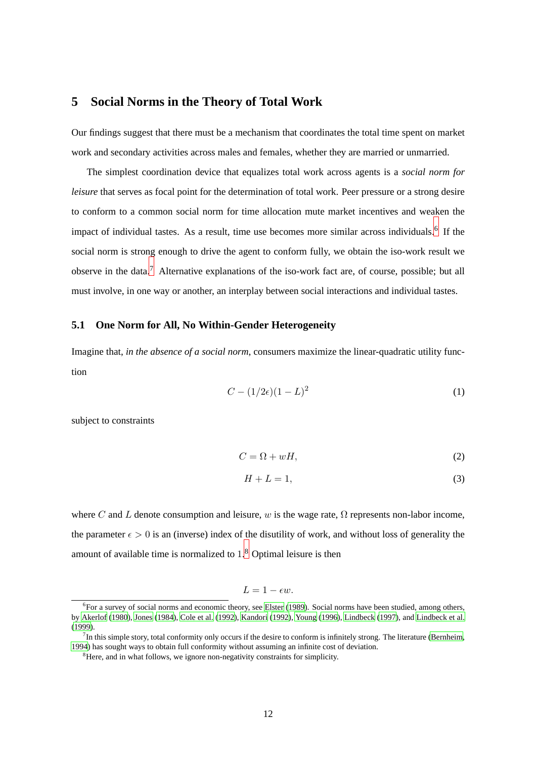## 5 Social Norms in the Theory of Total Work

Our findings suggest that there must be a mechanism that coordinates the total time spent on market work and secondary activities across males and females, whether they are married or unmarried.

The simplest coordination device that equalizes total work across agents is a *social norm for leisure* that serves as focal point for the determination of total work. Peer pressure or a strong desire to conform to a common social norm for time allocation mute market incentives and weaken the impact of individual tastes. As a result, time use becomes more similar across individuals.[6] If the social norm is strong enough to drive the agent to conform fully, we obtain the iso-work result we observe in the data.[7] Alternative explanations of the iso-work fact are, of course, possible; but all must involve, in one way or another, an interplay between social interactions and individual tastes.

### 5.1 One Norm for All, No Within-Gender Heterogeneity

Imagine that, *in the absence of a social norm*, consumers maximize the linear-quadratic utility function

$$C - (1/2\epsilon)(1-L)^2 \tag{1}$$

subject to constraints

$$C = \Omega + wH, \tag{2}$$

$$H + L = 1, \tag{3}$$

where $C$ and $L$ denote consumption and leisure, $w$ is the wage rate, $\Omega$ represents non-labor income, the parameter $\epsilon > 0$ is an (inverse) index of the disutility of work, and without loss of generality the amount of available time is normalized to 1.[8] Optimal leisure is then

$$L = 1 - \epsilon w.$$

[6] For a survey of social norms and economic theory, see Elster (1989). Social norms have been studied, among others, by Akerlof (1980), Jones (1984), Cole et al. (1992), Kandori (1992), Young (1996), Lindbeck (1997), and Lindbeck et al. (1999).

[7] In this simple story, total conformity only occurs if the desire to conform is infinitely strong. The literature (Bernheim, 1994) has sought ways to obtain full conformity without assuming an infinite cost of deviation.

[8] Here, and in what follows, we ignore non-negativity constraints for simplicity.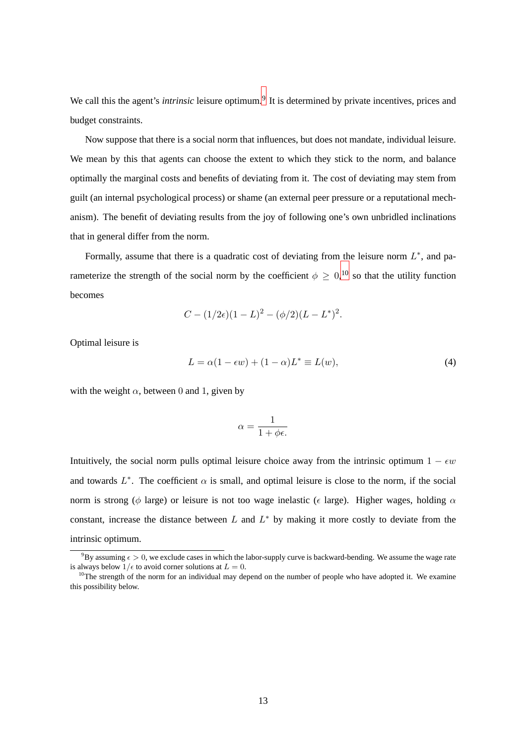We call this the agent's *intrinsic* leisure optimum.[9] It is determined by private incentives, prices and budget constraints.

Now suppose that there is a social norm that influences, but does not mandate, individual leisure. We mean by this that agents can choose the extent to which they stick to the norm, and balance optimally the marginal costs and benefits of deviating from it. The cost of deviating may stem from guilt (an internal psychological process) or shame (an external peer pressure or a reputational mechanism). The benefit of deviating results from the joy of following one's own unbridled inclinations that in general differ from the norm.

Formally, assume that there is a quadratic cost of deviating from the leisure norm $L^*$, and parameterize the strength of the social norm by the coefficient $\phi \geq 0$,[10] so that the utility function becomes

$$C - (1/2\epsilon)(1-L)^2 - (\phi/2)(L-L^*)^2.$$

Optimal leisure is

$$L = \alpha(1-\epsilon w) + (1-\alpha)L^* \equiv L(w), \tag{4}$$

with the weight $\alpha$, between 0 and 1, given by

$$\alpha = \frac{1}{1+\phi\epsilon.}$$

Intuitively, the social norm pulls optimal leisure choice away from the intrinsic optimum $1 - \epsilon w$ and towards $L^*$. The coefficient $\alpha$ is small, and optimal leisure is close to the norm, if the social norm is strong ($\phi$ large) or leisure is not too wage inelastic ($\epsilon$ large). Higher wages, holding $\alpha$ constant, increase the distance between $L$ and $L^*$ by making it more costly to deviate from the intrinsic optimum.

[9] By assuming $\epsilon > 0$, we exclude cases in which the labor-supply curve is backward-bending. We assume the wage rate is always below $1/\epsilon$ to avoid corner solutions at $L = 0$.

[10] The strength of the norm for an individual may depend on the number of people who have adopted it. We examine this possibility below.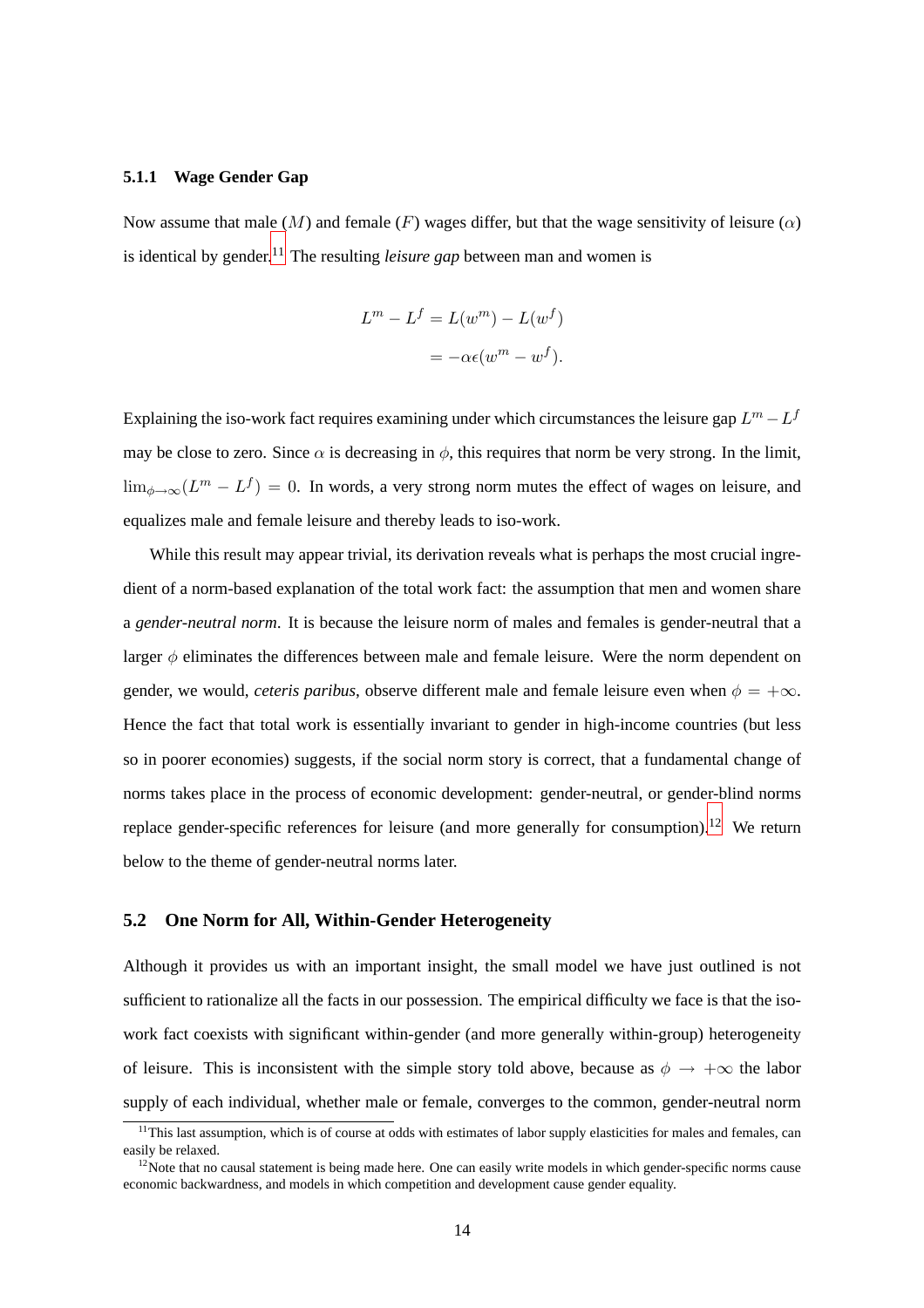### 5.1.1 Wage Gender Gap

Now assume that male ($M$) and female ($F$) wages differ, but that the wage sensitivity of leisure ($\alpha$) is identical by gender.[11] The resulting *leisure gap* between man and women is

$$
\begin{aligned}
L^m - L^f &= L(w^m) - L(w^f) \\
&= -\alpha\epsilon(w^m - w^f).
\end{aligned}
$$

Explaining the iso-work fact requires examining under which circumstances the leisure gap $L^m - L^f$ may be close to zero. Since $\alpha$ is decreasing in $\phi$, this requires that norm be very strong. In the limit, $\lim_{\phi\to\infty}(L^m - L^f) = 0$. In words, a very strong norm mutes the effect of wages on leisure, and equalizes male and female leisure and thereby leads to iso-work.

While this result may appear trivial, its derivation reveals what is perhaps the most crucial ingredient of a norm-based explanation of the total work fact: the assumption that men and women share a *gender-neutral norm*. It is because the leisure norm of males and females is gender-neutral that a larger $\phi$ eliminates the differences between male and female leisure. Were the norm dependent on gender, we would, *ceteris paribus*, observe different male and female leisure even when $\phi = +\infty$. Hence the fact that total work is essentially invariant to gender in high-income countries (but less so in poorer economies) suggests, if the social norm story is correct, that a fundamental change of norms takes place in the process of economic development: gender-neutral, or gender-blind norms replace gender-specific references for leisure (and more generally for consumption).[12] We return below to the theme of gender-neutral norms later.

## 5.2 One Norm for All, Within-Gender Heterogeneity

Although it provides us with an important insight, the small model we have just outlined is not sufficient to rationalize all the facts in our possession. The empirical difficulty we face is that the iso-work fact coexists with significant within-gender (and more generally within-group) heterogeneity of leisure. This is inconsistent with the simple story told above, because as $\phi \to +\infty$ the labor supply of each individual, whether male or female, converges to the common, gender-neutral norm

[11] This last assumption, which is of course at odds with estimates of labor supply elasticities for males and females, can easily be relaxed.

[12] Note that no causal statement is being made here. One can easily write models in which gender-specific norms cause economic backwardness, and models in which competition and development cause gender equality.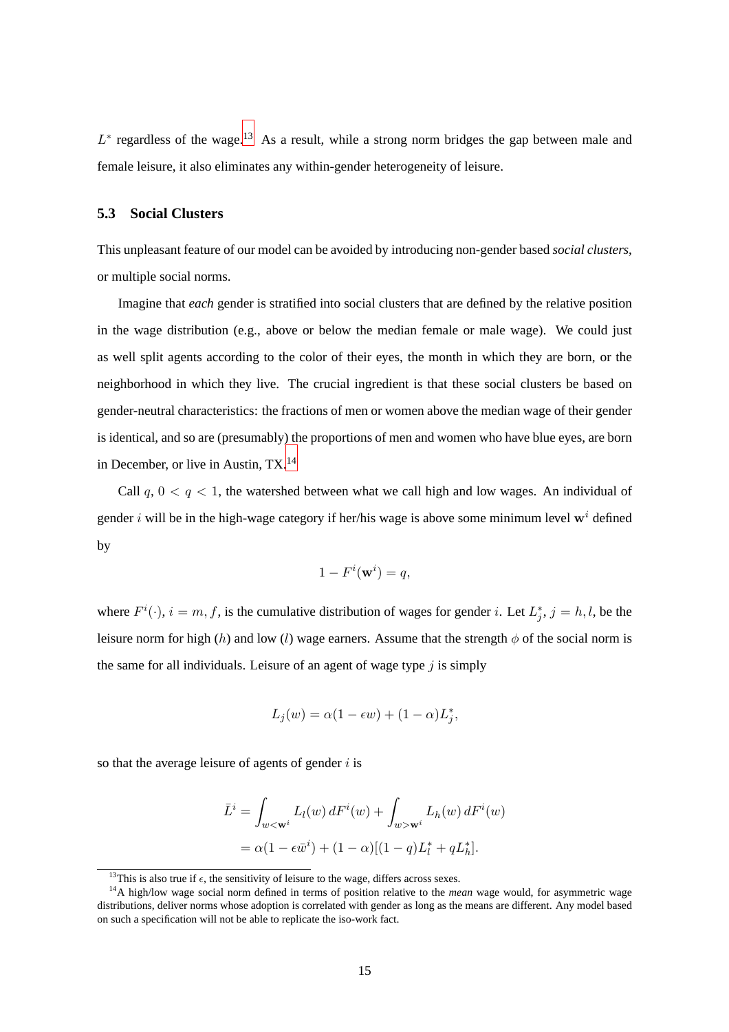$L^*$ regardless of the wage.[13] As a result, while a strong norm bridges the gap between male and female leisure, it also eliminates any within-gender heterogeneity of leisure.

### 5.3 Social Clusters

This unpleasant feature of our model can be avoided by introducing non-gender based *social clusters*, or multiple social norms.

Imagine that *each* gender is stratified into social clusters that are defined by the relative position in the wage distribution (e.g., above or below the median female or male wage). We could just as well split agents according to the color of their eyes, the month in which they are born, or the neighborhood in which they live. The crucial ingredient is that these social clusters be based on gender-neutral characteristics: the fractions of men or women above the median wage of their gender is identical, and so are (presumably) the proportions of men and women who have blue eyes, are born in December, or live in Austin, TX.[14]

Call $q$, $0 < q < 1$, the watershed between what we call high and low wages. An individual of gender $i$ will be in the high-wage category if her/his wage is above some minimum level $\mathbf{w}^i$ defined by

$$1 - F^i(\mathbf{w}^i) = q,$$

where $F^i(\cdot)$, $i = m, f$, is the cumulative distribution of wages for gender $i$. Let $L_j^*$, $j = h, l$, be the leisure norm for high ($h$) and low ($l$) wage earners. Assume that the strength $\phi$ of the social norm is the same for all individuals. Leisure of an agent of wage type $j$ is simply

$$L_j(w) = \alpha(1 - \epsilon w) + (1 - \alpha)L_j^*,$$

so that the average leisure of agents of gender $i$ is

$$\begin{aligned}\bar{L}^i &= \int_{w<\mathbf{w}^i} L_l(w)\, dF^i(w) + \int_{w>\mathbf{w}^i} L_h(w)\, dF^i(w) \\ &= \alpha(1 - \epsilon \bar{w}^i) + (1 - \alpha)[(1 - q)L_l^* + qL_h^*].\end{aligned}$$

[13] This is also true if $\epsilon$, the sensitivity of leisure to the wage, differs across sexes.

[14] A high/low wage social norm defined in terms of position relative to the *mean* wage would, for asymmetric wage distributions, deliver norms whose adoption is correlated with gender as long as the means are different. Any model based on such a specification will not be able to replicate the iso-work fact.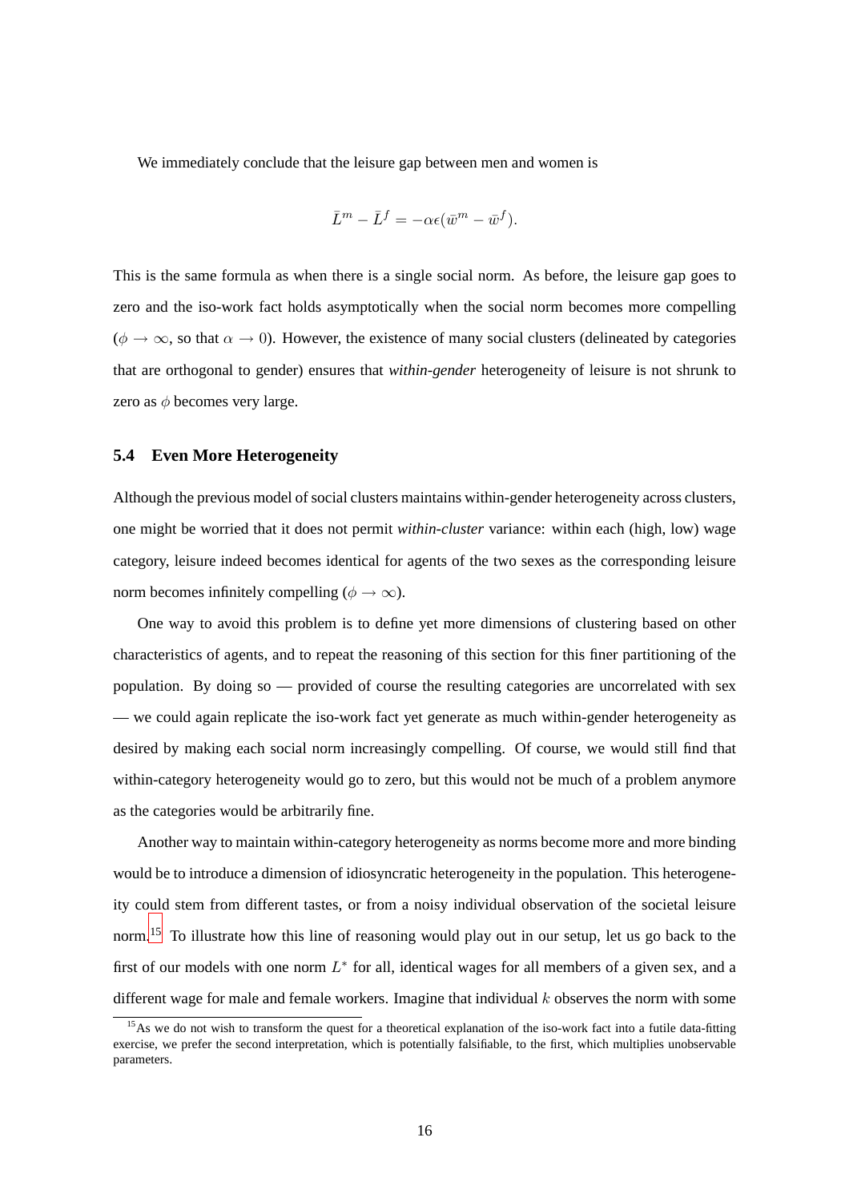We immediately conclude that the leisure gap between men and women is

$$\bar{L}^m - \bar{L}^f = -\alpha\epsilon(\bar{w}^m - \bar{w}^f).$$

This is the same formula as when there is a single social norm. As before, the leisure gap goes to zero and the iso-work fact holds asymptotically when the social norm becomes more compelling ($\phi \to \infty$, so that $\alpha \to 0$). However, the existence of many social clusters (delineated by categories that are orthogonal to gender) ensures that *within-gender* heterogeneity of leisure is not shrunk to zero as $\phi$ becomes very large.

### 5.4 Even More Heterogeneity

Although the previous model of social clusters maintains within-gender heterogeneity across clusters, one might be worried that it does not permit *within-cluster* variance: within each (high, low) wage category, leisure indeed becomes identical for agents of the two sexes as the corresponding leisure norm becomes infinitely compelling ($\phi \to \infty$).

One way to avoid this problem is to define yet more dimensions of clustering based on other characteristics of agents, and to repeat the reasoning of this section for this finer partitioning of the population. By doing so — provided of course the resulting categories are uncorrelated with sex — we could again replicate the iso-work fact yet generate as much within-gender heterogeneity as desired by making each social norm increasingly compelling. Of course, we would still find that within-category heterogeneity would go to zero, but this would not be much of a problem anymore as the categories would be arbitrarily fine.

Another way to maintain within-category heterogeneity as norms become more and more binding would be to introduce a dimension of idiosyncratic heterogeneity in the population. This heterogeneity could stem from different tastes, or from a noisy individual observation of the societal leisure norm.[15] To illustrate how this line of reasoning would play out in our setup, let us go back to the first of our models with one norm $L^*$ for all, identical wages for all members of a given sex, and a different wage for male and female workers. Imagine that individual $k$ observes the norm with some

[15] As we do not wish to transform the quest for a theoretical explanation of the iso-work fact into a futile data-fitting exercise, we prefer the second interpretation, which is potentially falsifiable, to the first, which multiplies unobservable parameters.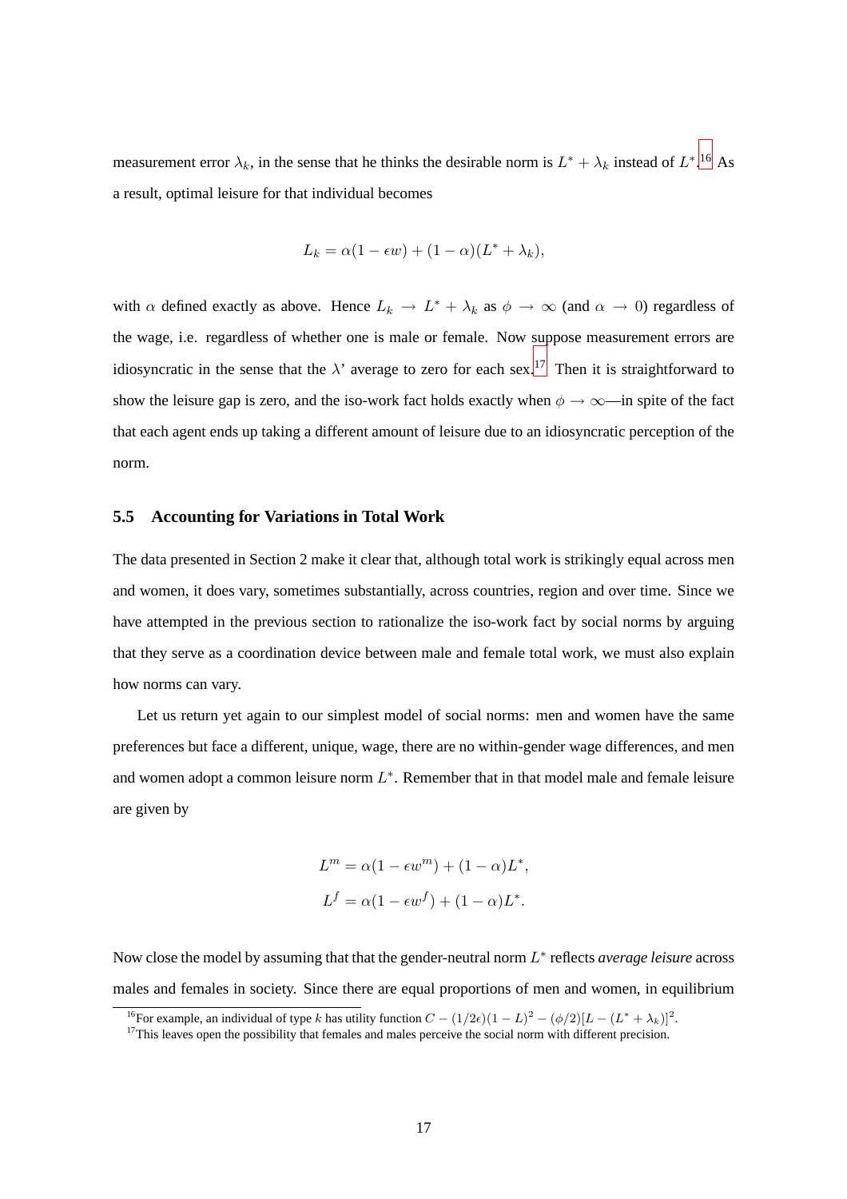measurement error $\lambda_k$, in the sense that he thinks the desirable norm is $L^* + \lambda_k$ instead of $L^*$.[16] As a result, optimal leisure for that individual becomes

$$L_k = \alpha(1 - \epsilon w) + (1 - \alpha)(L^* + \lambda_k),$$

with $\alpha$ defined exactly as above. Hence $L_k \to L^* + \lambda_k$ as $\phi \to \infty$ (and $\alpha \to 0$) regardless of the wage, i.e. regardless of whether one is male or female. Now suppose measurement errors are idiosyncratic in the sense that the $\lambda$' average to zero for each sex.[17] Then it is straightforward to show the leisure gap is zero, and the iso-work fact holds exactly when $\phi \to \infty$—in spite of the fact that each agent ends up taking a different amount of leisure due to an idiosyncratic perception of the norm.

### 5.5 Accounting for Variations in Total Work

The data presented in Section 2 make it clear that, although total work is strikingly equal across men and women, it does vary, sometimes substantially, across countries, region and over time. Since we have attempted in the previous section to rationalize the iso-work fact by social norms by arguing that they serve as a coordination device between male and female total work, we must also explain how norms can vary.

Let us return yet again to our simplest model of social norms: men and women have the same preferences but face a different, unique, wage, there are no within-gender wage differences, and men and women adopt a common leisure norm $L^*$. Remember that in that model male and female leisure are given by

$$L^m = \alpha(1 - \epsilon w^m) + (1 - \alpha)L^*,$$
$$L^f = \alpha(1 - \epsilon w^f) + (1 - \alpha)L^*.$$

Now close the model by assuming that that the gender-neutral norm $L^*$ reflects *average leisure* across males and females in society. Since there are equal proportions of men and women, in equilibrium

[16] For example, an individual of type $k$ has utility function $C - (1/2\epsilon)(1 - L)^2 - (\phi/2)[L - (L^* + \lambda_k)]^2$.

[17] This leaves open the possibility that females and males perceive the social norm with different precision.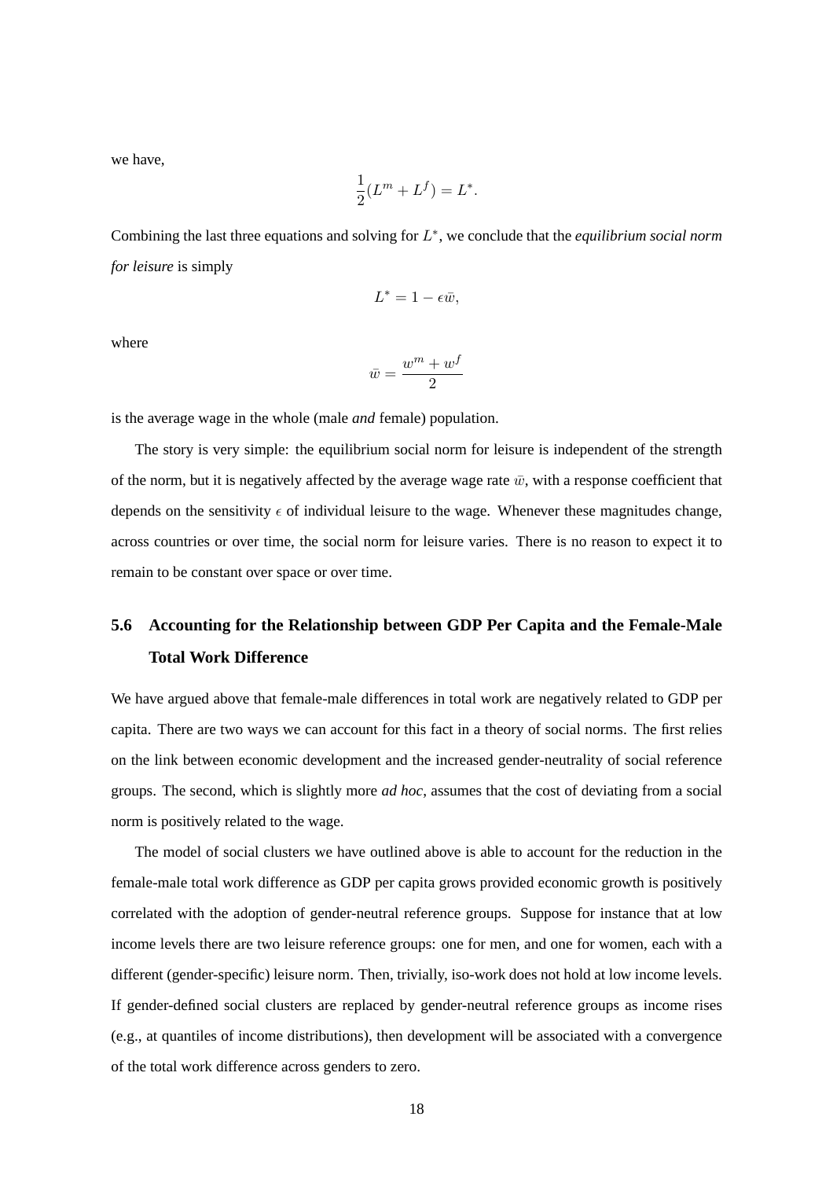we have,

$$\frac{1}{2}(L^m + L^f) = L^*.$$

Combining the last three equations and solving for $L^*$, we conclude that the *equilibrium social norm for leisure* is simply

$$L^* = 1 - \epsilon\bar{w},$$

where

$$\bar{w} = \frac{w^m + w^f}{2}$$

is the average wage in the whole (male *and* female) population.

The story is very simple: the equilibrium social norm for leisure is independent of the strength of the norm, but it is negatively affected by the average wage rate $\bar{w}$, with a response coefficient that depends on the sensitivity $\epsilon$ of individual leisure to the wage. Whenever these magnitudes change, across countries or over time, the social norm for leisure varies. There is no reason to expect it to remain to be constant over space or over time.

## 5.6 Accounting for the Relationship between GDP Per Capita and the Female-Male Total Work Difference

We have argued above that female-male differences in total work are negatively related to GDP per capita. There are two ways we can account for this fact in a theory of social norms. The first relies on the link between economic development and the increased gender-neutrality of social reference groups. The second, which is slightly more *ad hoc*, assumes that the cost of deviating from a social norm is positively related to the wage.

The model of social clusters we have outlined above is able to account for the reduction in the female-male total work difference as GDP per capita grows provided economic growth is positively correlated with the adoption of gender-neutral reference groups. Suppose for instance that at low income levels there are two leisure reference groups: one for men, and one for women, each with a different (gender-specific) leisure norm. Then, trivially, iso-work does not hold at low income levels. If gender-defined social clusters are replaced by gender-neutral reference groups as income rises (e.g., at quantiles of income distributions), then development will be associated with a convergence of the total work difference across genders to zero.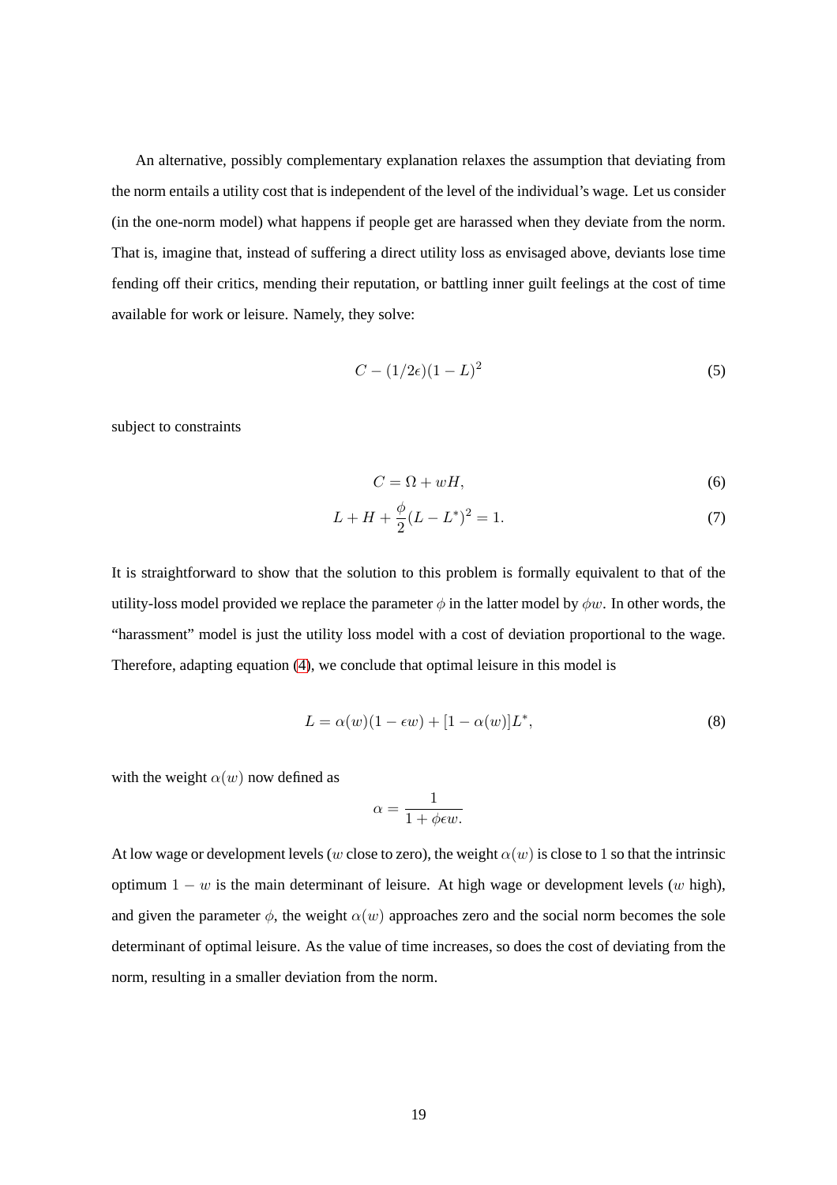An alternative, possibly complementary explanation relaxes the assumption that deviating from the norm entails a utility cost that is independent of the level of the individual's wage. Let us consider (in the one-norm model) what happens if people get are harassed when they deviate from the norm. That is, imagine that, instead of suffering a direct utility loss as envisaged above, deviants lose time fending off their critics, mending their reputation, or battling inner guilt feelings at the cost of time available for work or leisure. Namely, they solve:

$$C - (1/2\epsilon)(1 - L)^2 \tag{5}$$

subject to constraints

$$C = \Omega + wH, \tag{6}$$

$$L + H + \frac{\phi}{2}(L - L^*)^2 = 1. \tag{7}$$

It is straightforward to show that the solution to this problem is formally equivalent to that of the utility-loss model provided we replace the parameter $\phi$ in the latter model by $\phi w$. In other words, the "harassment" model is just the utility loss model with a cost of deviation proportional to the wage. Therefore, adapting equation (4), we conclude that optimal leisure in this model is

$$L = \alpha(w)(1 - \epsilon w) + [1 - \alpha(w)]L^*, \tag{8}$$

with the weight $\alpha(w)$ now defined as

$$\alpha = \frac{1}{1 + \phi \epsilon w.}$$

At low wage or development levels ($w$ close to zero), the weight $\alpha(w)$ is close to 1 so that the intrinsic optimum $1 - w$ is the main determinant of leisure. At high wage or development levels ($w$ high), and given the parameter $\phi$, the weight $\alpha(w)$ approaches zero and the social norm becomes the sole determinant of optimal leisure. As the value of time increases, so does the cost of deviating from the norm, resulting in a smaller deviation from the norm.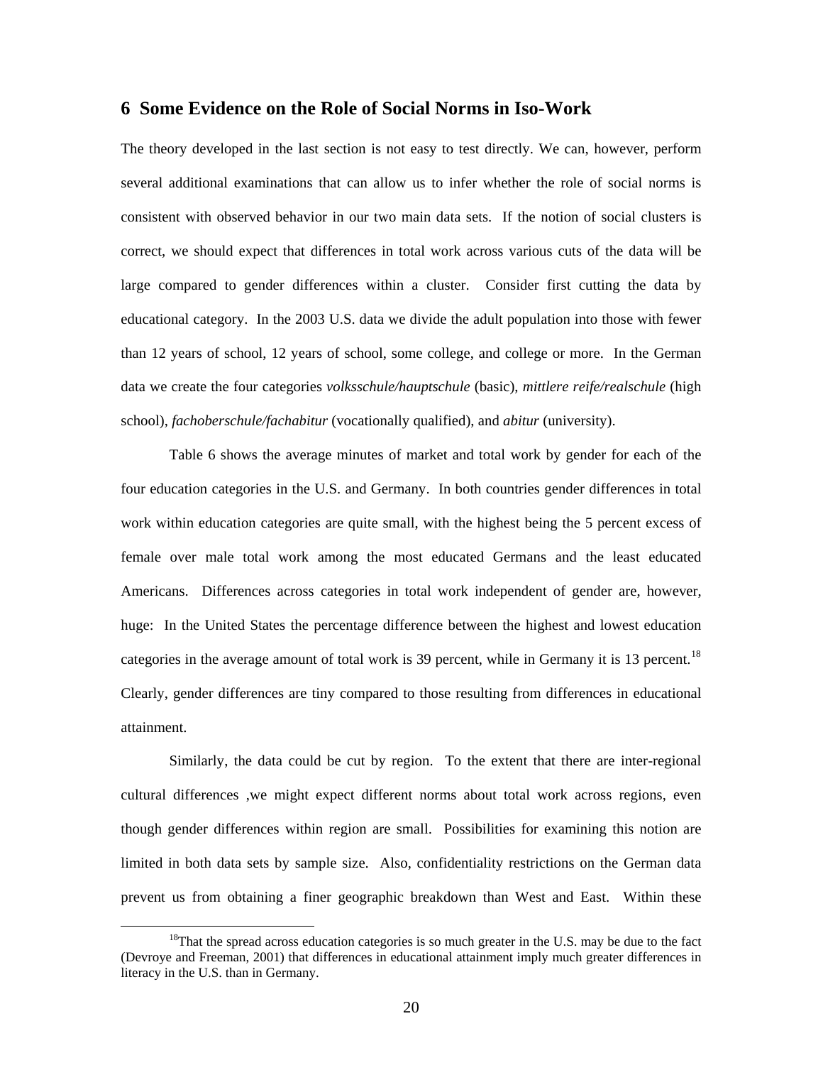## 6 Some Evidence on the Role of Social Norms in Iso-Work

The theory developed in the last section is not easy to test directly. We can, however, perform several additional examinations that can allow us to infer whether the role of social norms is consistent with observed behavior in our two main data sets. If the notion of social clusters is correct, we should expect that differences in total work across various cuts of the data will be large compared to gender differences within a cluster. Consider first cutting the data by educational category. In the 2003 U.S. data we divide the adult population into those with fewer than 12 years of school, 12 years of school, some college, and college or more. In the German data we create the four categories *volksschule/hauptschule* (basic), *mittlere reife/realschule* (high school), *fachoberschule/fachabitur* (vocationally qualified), and *abitur* (university).

Table 6 shows the average minutes of market and total work by gender for each of the four education categories in the U.S. and Germany. In both countries gender differences in total work within education categories are quite small, with the highest being the 5 percent excess of female over male total work among the most educated Germans and the least educated Americans. Differences across categories in total work independent of gender are, however, huge: In the United States the percentage difference between the highest and lowest education categories in the average amount of total work is 39 percent, while in Germany it is 13 percent.[18] Clearly, gender differences are tiny compared to those resulting from differences in educational attainment.

Similarly, the data could be cut by region. To the extent that there are inter-regional cultural differences ,we might expect different norms about total work across regions, even though gender differences within region are small. Possibilities for examining this notion are limited in both data sets by sample size. Also, confidentiality restrictions on the German data prevent us from obtaining a finer geographic breakdown than West and East. Within these

[18] That the spread across education categories is so much greater in the U.S. may be due to the fact (Devroye and Freeman, 2001) that differences in educational attainment imply much greater differences in literacy in the U.S. than in Germany.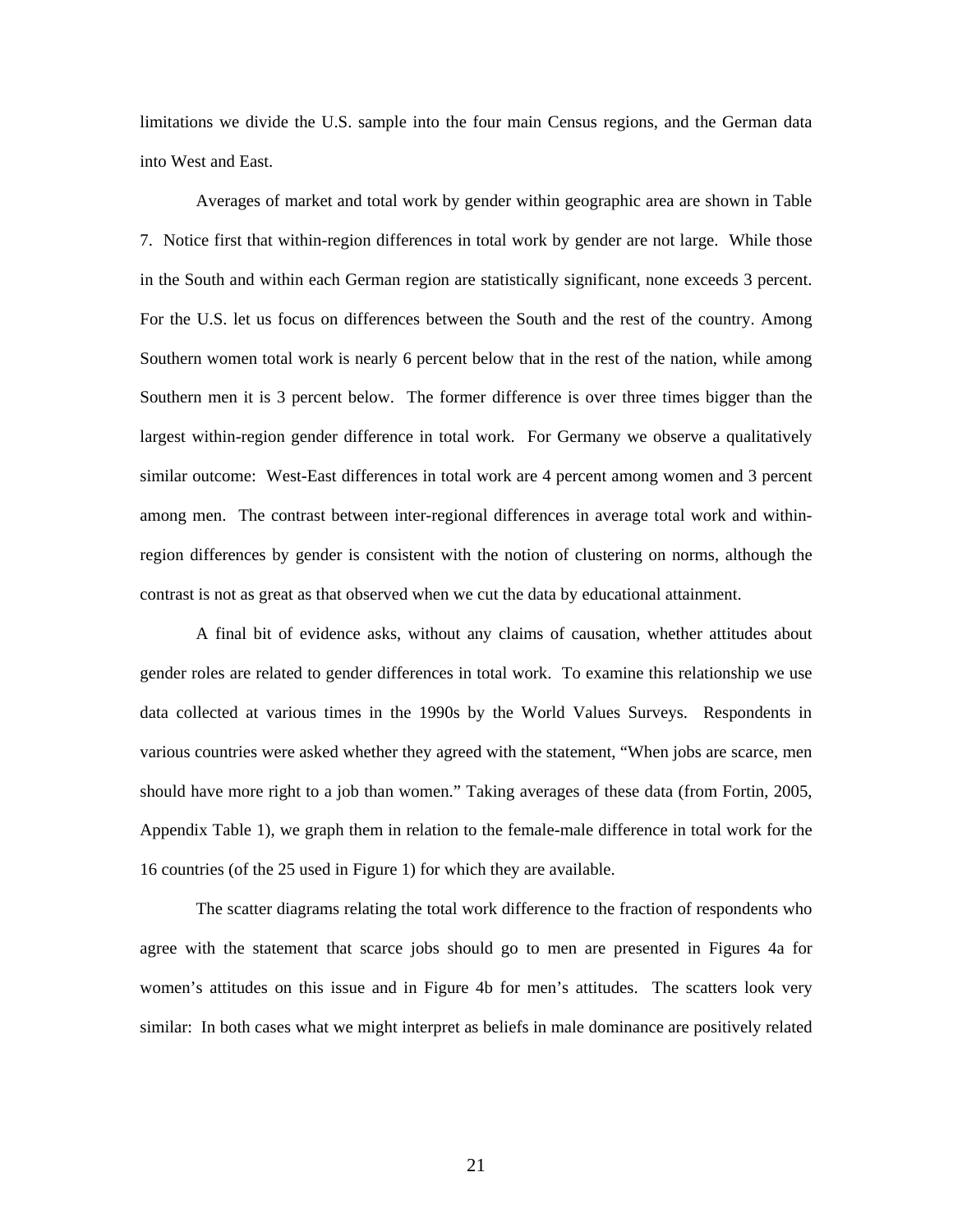limitations we divide the U.S. sample into the four main Census regions, and the German data into West and East.

Averages of market and total work by gender within geographic area are shown in Table 7. Notice first that within-region differences in total work by gender are not large. While those in the South and within each German region are statistically significant, none exceeds 3 percent. For the U.S. let us focus on differences between the South and the rest of the country. Among Southern women total work is nearly 6 percent below that in the rest of the nation, while among Southern men it is 3 percent below. The former difference is over three times bigger than the largest within-region gender difference in total work. For Germany we observe a qualitatively similar outcome: West-East differences in total work are 4 percent among women and 3 percent among men. The contrast between inter-regional differences in average total work and within-region differences by gender is consistent with the notion of clustering on norms, although the contrast is not as great as that observed when we cut the data by educational attainment.

A final bit of evidence asks, without any claims of causation, whether attitudes about gender roles are related to gender differences in total work. To examine this relationship we use data collected at various times in the 1990s by the World Values Surveys. Respondents in various countries were asked whether they agreed with the statement, "When jobs are scarce, men should have more right to a job than women." Taking averages of these data (from Fortin, 2005, Appendix Table 1), we graph them in relation to the female-male difference in total work for the 16 countries (of the 25 used in Figure 1) for which they are available.

The scatter diagrams relating the total work difference to the fraction of respondents who agree with the statement that scarce jobs should go to men are presented in Figures 4a for women's attitudes on this issue and in Figure 4b for men's attitudes. The scatters look very similar: In both cases what we might interpret as beliefs in male dominance are positively related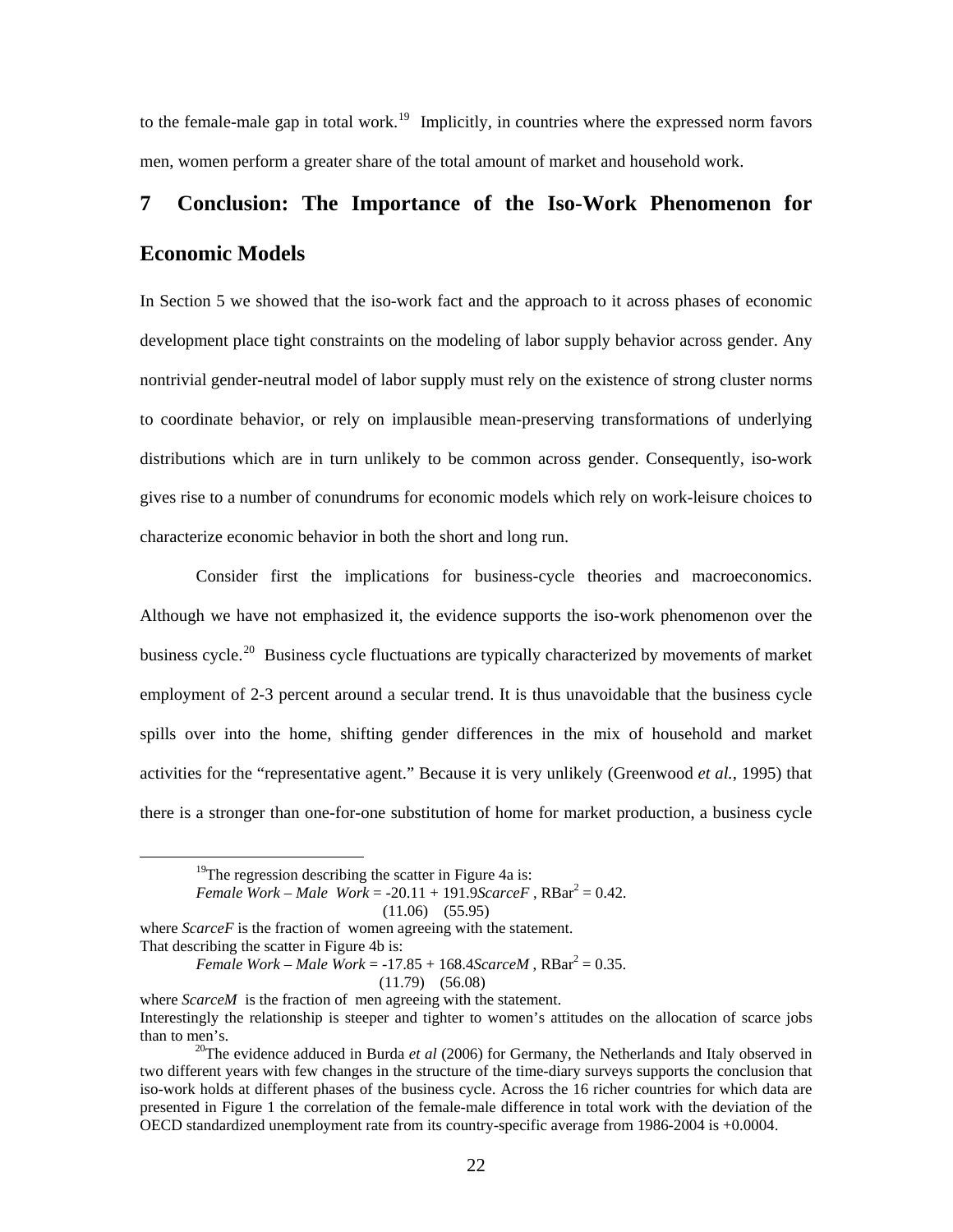to the female-male gap in total work.[19] Implicitly, in countries where the expressed norm favors men, women perform a greater share of the total amount of market and household work.

## 7 Conclusion: The Importance of the Iso-Work Phenomenon for Economic Models

In Section 5 we showed that the iso-work fact and the approach to it across phases of economic development place tight constraints on the modeling of labor supply behavior across gender. Any nontrivial gender-neutral model of labor supply must rely on the existence of strong cluster norms to coordinate behavior, or rely on implausible mean-preserving transformations of underlying distributions which are in turn unlikely to be common across gender. Consequently, iso-work gives rise to a number of conundrums for economic models which rely on work-leisure choices to characterize economic behavior in both the short and long run.

Consider first the implications for business-cycle theories and macroeconomics. Although we have not emphasized it, the evidence supports the iso-work phenomenon over the business cycle.[20] Business cycle fluctuations are typically characterized by movements of market employment of 2-3 percent around a secular trend. It is thus unavoidable that the business cycle spills over into the home, shifting gender differences in the mix of household and market activities for the "representative agent." Because it is very unlikely (Greenwood *et al.*, 1995) that there is a stronger than one-for-one substitution of home for market production, a business cycle

---

[19] The regression describing the scatter in Figure 4a is:

$$\textit{Female Work} - \textit{Male Work} = \underset{(11.06)}{-20.11} + \underset{(55.95)}{191.9}\textit{ScarceF}\ ,\ \text{RBar}^2 = 0.42.$$

where *ScarceF* is the fraction of women agreeing with the statement.
That describing the scatter in Figure 4b is:

$$\textit{Female Work} - \textit{Male Work} = \underset{(11.79)}{-17.85} + \underset{(56.08)}{168.4}\textit{ScarceM}\ ,\ \text{RBar}^2 = 0.35.$$

where *ScarceM* is the fraction of men agreeing with the statement.
Interestingly the relationship is steeper and tighter to women's attitudes on the allocation of scarce jobs than to men's.

[20] The evidence adduced in Burda *et al* (2006) for Germany, the Netherlands and Italy observed in two different years with few changes in the structure of the time-diary surveys supports the conclusion that iso-work holds at different phases of the business cycle. Across the 16 richer countries for which data are presented in Figure 1 the correlation of the female-male difference in total work with the deviation of the OECD standardized unemployment rate from its country-specific average from 1986-2004 is +0.0004.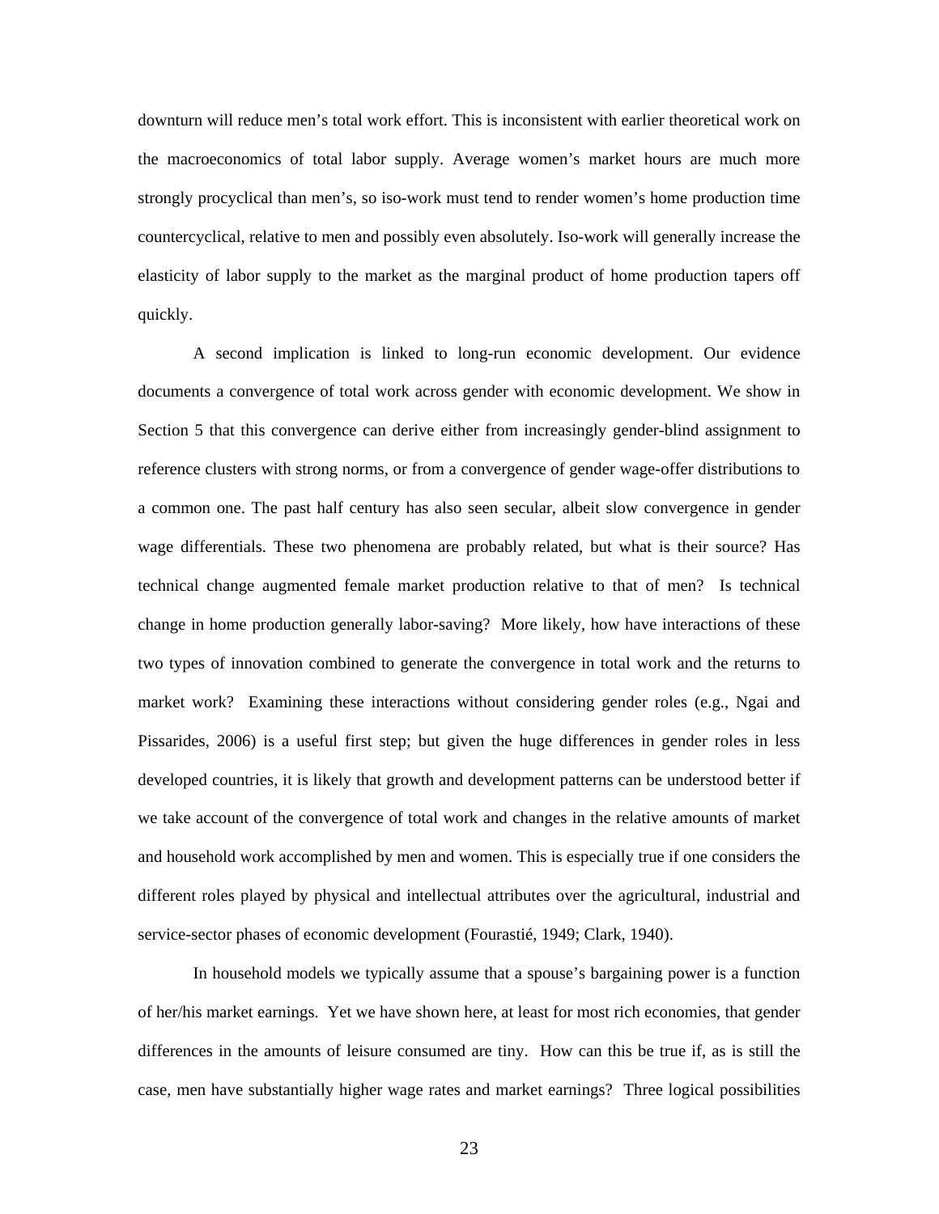downturn will reduce men's total work effort. This is inconsistent with earlier theoretical work on the macroeconomics of total labor supply. Average women's market hours are much more strongly procyclical than men's, so iso-work must tend to render women's home production time countercyclical, relative to men and possibly even absolutely. Iso-work will generally increase the elasticity of labor supply to the market as the marginal product of home production tapers off quickly.

A second implication is linked to long-run economic development. Our evidence documents a convergence of total work across gender with economic development. We show in Section 5 that this convergence can derive either from increasingly gender-blind assignment to reference clusters with strong norms, or from a convergence of gender wage-offer distributions to a common one. The past half century has also seen secular, albeit slow convergence in gender wage differentials. These two phenomena are probably related, but what is their source? Has technical change augmented female market production relative to that of men? Is technical change in home production generally labor-saving? More likely, how have interactions of these two types of innovation combined to generate the convergence in total work and the returns to market work? Examining these interactions without considering gender roles (e.g., Ngai and Pissarides, 2006) is a useful first step; but given the huge differences in gender roles in less developed countries, it is likely that growth and development patterns can be understood better if we take account of the convergence of total work and changes in the relative amounts of market and household work accomplished by men and women. This is especially true if one considers the different roles played by physical and intellectual attributes over the agricultural, industrial and service-sector phases of economic development (Fourastié, 1949; Clark, 1940).

In household models we typically assume that a spouse's bargaining power is a function of her/his market earnings. Yet we have shown here, at least for most rich economies, that gender differences in the amounts of leisure consumed are tiny. How can this be true if, as is still the case, men have substantially higher wage rates and market earnings? Three logical possibilities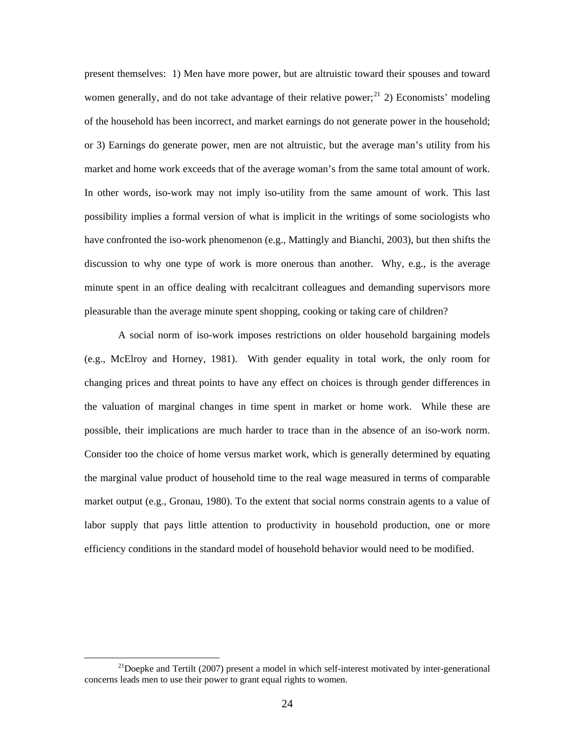present themselves: 1) Men have more power, but are altruistic toward their spouses and toward women generally, and do not take advantage of their relative power;[21] 2) Economists' modeling of the household has been incorrect, and market earnings do not generate power in the household; or 3) Earnings do generate power, men are not altruistic, but the average man's utility from his market and home work exceeds that of the average woman's from the same total amount of work. In other words, iso-work may not imply iso-utility from the same amount of work. This last possibility implies a formal version of what is implicit in the writings of some sociologists who have confronted the iso-work phenomenon (e.g., Mattingly and Bianchi, 2003), but then shifts the discussion to why one type of work is more onerous than another. Why, e.g., is the average minute spent in an office dealing with recalcitrant colleagues and demanding supervisors more pleasurable than the average minute spent shopping, cooking or taking care of children?

A social norm of iso-work imposes restrictions on older household bargaining models (e.g., McElroy and Horney, 1981). With gender equality in total work, the only room for changing prices and threat points to have any effect on choices is through gender differences in the valuation of marginal changes in time spent in market or home work. While these are possible, their implications are much harder to trace than in the absence of an iso-work norm. Consider too the choice of home versus market work, which is generally determined by equating the marginal value product of household time to the real wage measured in terms of comparable market output (e.g., Gronau, 1980). To the extent that social norms constrain agents to a value of labor supply that pays little attention to productivity in household production, one or more efficiency conditions in the standard model of household behavior would need to be modified.

[21] Doepke and Tertilt (2007) present a model in which self-interest motivated by inter-generational concerns leads men to use their power to grant equal rights to women.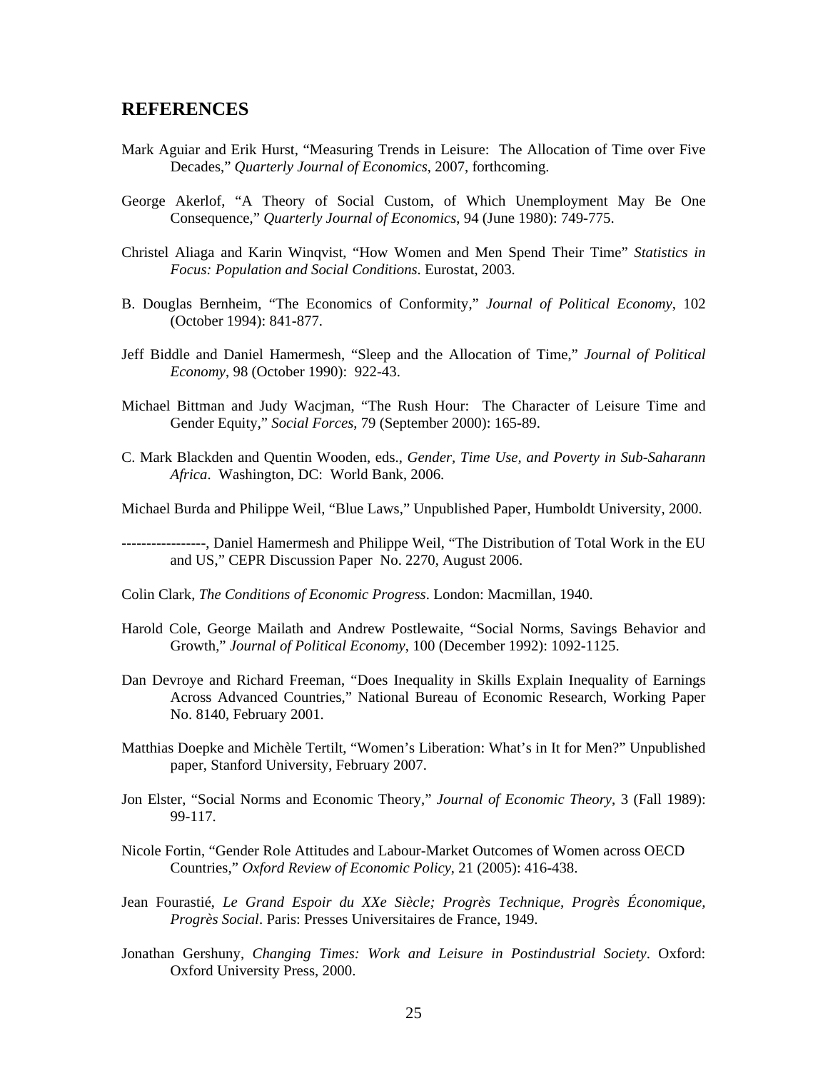## REFERENCES

Mark Aguiar and Erik Hurst, "Measuring Trends in Leisure: The Allocation of Time over Five Decades," *Quarterly Journal of Economics*, 2007, forthcoming.

George Akerlof, "A Theory of Social Custom, of Which Unemployment May Be One Consequence," *Quarterly Journal of Economics*, 94 (June 1980): 749-775.

Christel Aliaga and Karin Winqvist, "How Women and Men Spend Their Time" *Statistics in Focus: Population and Social Conditions*. Eurostat, 2003.

B. Douglas Bernheim, "The Economics of Conformity," *Journal of Political Economy*, 102 (October 1994): 841-877.

Jeff Biddle and Daniel Hamermesh, "Sleep and the Allocation of Time," *Journal of Political Economy*, 98 (October 1990): 922-43.

Michael Bittman and Judy Wacjman, "The Rush Hour: The Character of Leisure Time and Gender Equity," *Social Forces*, 79 (September 2000): 165-89.

C. Mark Blackden and Quentin Wooden, eds., *Gender, Time Use, and Poverty in Sub-Saharann Africa*. Washington, DC: World Bank, 2006.

Michael Burda and Philippe Weil, "Blue Laws," Unpublished Paper, Humboldt University, 2000.

----------------, Daniel Hamermesh and Philippe Weil, "The Distribution of Total Work in the EU and US," CEPR Discussion Paper No. 2270, August 2006.

Colin Clark, *The Conditions of Economic Progress*. London: Macmillan, 1940.

Harold Cole, George Mailath and Andrew Postlewaite, "Social Norms, Savings Behavior and Growth," *Journal of Political Economy*, 100 (December 1992): 1092-1125.

Dan Devroye and Richard Freeman, "Does Inequality in Skills Explain Inequality of Earnings Across Advanced Countries," National Bureau of Economic Research, Working Paper No. 8140, February 2001.

Matthias Doepke and Michèle Tertilt, "Women's Liberation: What's in It for Men?" Unpublished paper, Stanford University, February 2007.

Jon Elster, "Social Norms and Economic Theory," *Journal of Economic Theory*, 3 (Fall 1989): 99-117.

Nicole Fortin, "Gender Role Attitudes and Labour-Market Outcomes of Women across OECD Countries," *Oxford Review of Economic Policy*, 21 (2005): 416-438.

Jean Fourastié, *Le Grand Espoir du XXe Siècle; Progrès Technique, Progrès Économique, Progrès Social*. Paris: Presses Universitaires de France, 1949.

Jonathan Gershuny, *Changing Times: Work and Leisure in Postindustrial Society*. Oxford: Oxford University Press, 2000.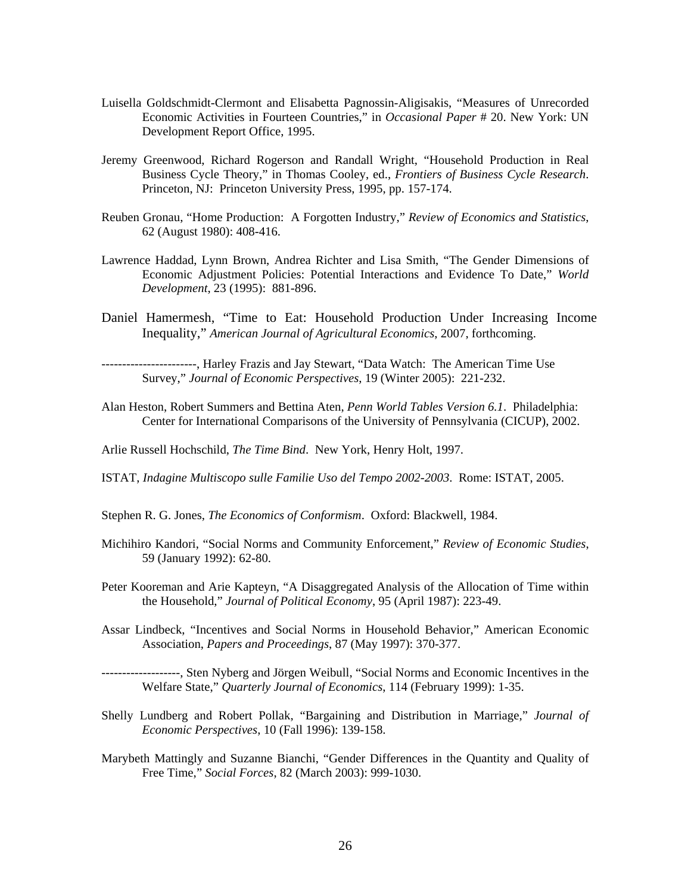Luisella Goldschmidt-Clermont and Elisabetta Pagnossin-Aligisakis, "Measures of Unrecorded Economic Activities in Fourteen Countries," in *Occasional Paper* # 20. New York: UN Development Report Office, 1995.

Jeremy Greenwood, Richard Rogerson and Randall Wright, "Household Production in Real Business Cycle Theory," in Thomas Cooley, ed., *Frontiers of Business Cycle Research*. Princeton, NJ: Princeton University Press, 1995, pp. 157-174.

Reuben Gronau, "Home Production: A Forgotten Industry," *Review of Economics and Statistics*, 62 (August 1980): 408-416.

Lawrence Haddad, Lynn Brown, Andrea Richter and Lisa Smith, "The Gender Dimensions of Economic Adjustment Policies: Potential Interactions and Evidence To Date," *World Development*, 23 (1995): 881-896.

Daniel Hamermesh, "Time to Eat: Household Production Under Increasing Income Inequality," *American Journal of Agricultural Economics*, 2007, forthcoming.

-----------------------, Harley Frazis and Jay Stewart, "Data Watch: The American Time Use Survey," *Journal of Economic Perspectives*, 19 (Winter 2005): 221-232.

Alan Heston, Robert Summers and Bettina Aten, *Penn World Tables Version 6.1*. Philadelphia: Center for International Comparisons of the University of Pennsylvania (CICUP), 2002.

Arlie Russell Hochschild, *The Time Bind*. New York, Henry Holt, 1997.

ISTAT, *Indagine Multiscopo sulle Familie Uso del Tempo 2002-2003*. Rome: ISTAT, 2005.

Stephen R. G. Jones, *The Economics of Conformism*. Oxford: Blackwell, 1984.

Michihiro Kandori, "Social Norms and Community Enforcement," *Review of Economic Studies*, 59 (January 1992): 62-80.

Peter Kooreman and Arie Kapteyn, "A Disaggregated Analysis of the Allocation of Time within the Household," *Journal of Political Economy*, 95 (April 1987): 223-49.

Assar Lindbeck, "Incentives and Social Norms in Household Behavior," American Economic Association, *Papers and Proceedings*, 87 (May 1997): 370-377.

-------------------, Sten Nyberg and Jörgen Weibull, "Social Norms and Economic Incentives in the Welfare State," *Quarterly Journal of Economics*, 114 (February 1999): 1-35.

Shelly Lundberg and Robert Pollak, "Bargaining and Distribution in Marriage," *Journal of Economic Perspectives*, 10 (Fall 1996): 139-158.

Marybeth Mattingly and Suzanne Bianchi, "Gender Differences in the Quantity and Quality of Free Time," *Social Forces*, 82 (March 2003): 999-1030.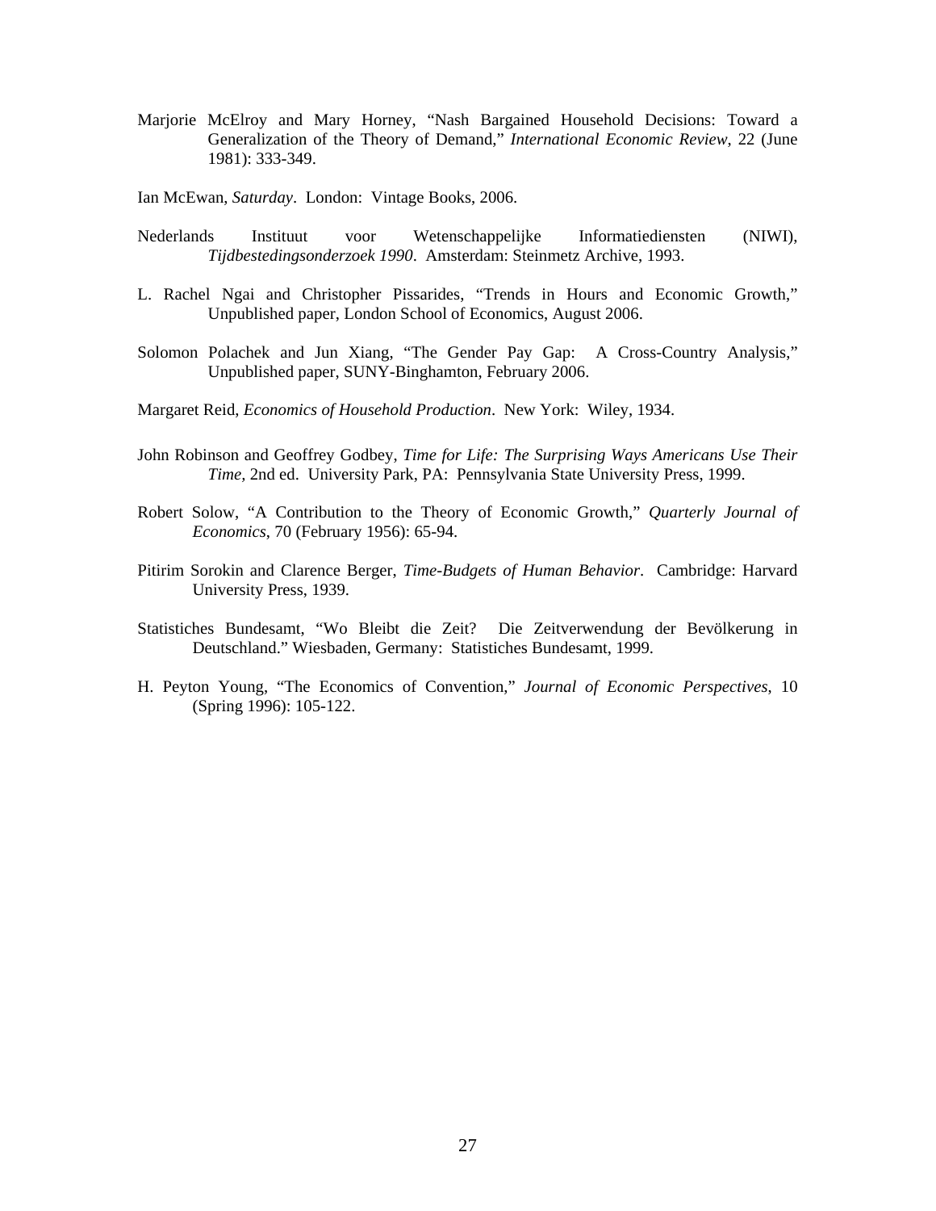Marjorie McElroy and Mary Horney, "Nash Bargained Household Decisions: Toward a Generalization of the Theory of Demand," *International Economic Review*, 22 (June 1981): 333-349.

Ian McEwan, *Saturday*. London: Vintage Books, 2006.

Nederlands Instituut voor Wetenschappelijke Informatiediensten (NIWI), *Tijdbestedingsonderzoek 1990*. Amsterdam: Steinmetz Archive, 1993.

L. Rachel Ngai and Christopher Pissarides, "Trends in Hours and Economic Growth," Unpublished paper, London School of Economics, August 2006.

Solomon Polachek and Jun Xiang, "The Gender Pay Gap: A Cross-Country Analysis," Unpublished paper, SUNY-Binghamton, February 2006.

Margaret Reid, *Economics of Household Production*. New York: Wiley, 1934.

John Robinson and Geoffrey Godbey, *Time for Life: The Surprising Ways Americans Use Their Time,* 2nd ed. University Park, PA: Pennsylvania State University Press, 1999.

Robert Solow, "A Contribution to the Theory of Economic Growth," *Quarterly Journal of Economics*, 70 (February 1956): 65-94.

Pitirim Sorokin and Clarence Berger, *Time-Budgets of Human Behavior*. Cambridge: Harvard University Press, 1939.

Statistiches Bundesamt, "Wo Bleibt die Zeit? Die Zeitverwendung der Bevölkerung in Deutschland." Wiesbaden, Germany: Statistiches Bundesamt, 1999.

H. Peyton Young, "The Economics of Convention," *Journal of Economic Perspectives*, 10 (Spring 1996): 105-122.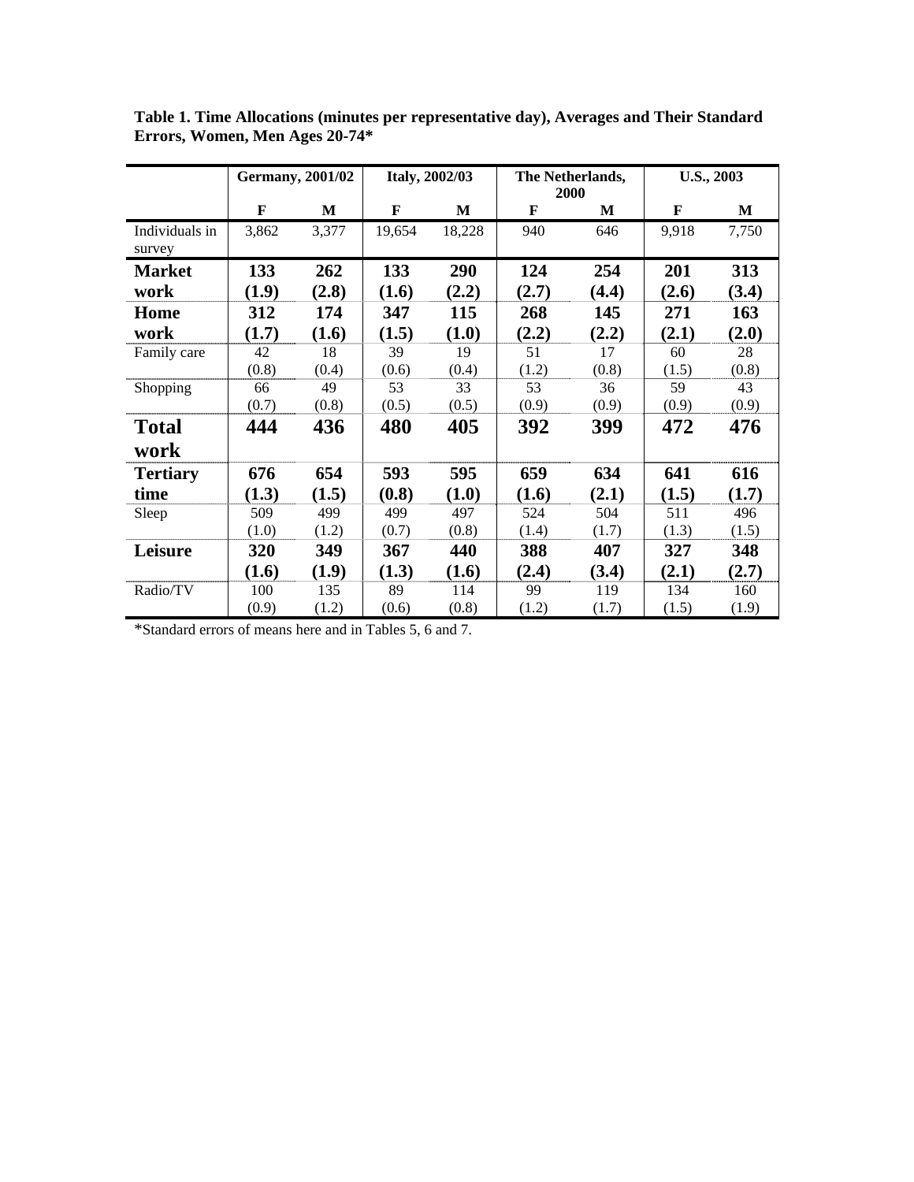**Table 1. Time Allocations (minutes per representative day), Averages and Their Standard Errors, Women, Men Ages 20-74***

| | Germany, 2001/02 | | Italy, 2002/03 | | The Netherlands, 2000 | | U.S., 2003 | |
|---|---|---|---|---|---|---|---|---|
| | **F** | **M** | **F** | **M** | **F** | **M** | **F** | **M** |
| Individuals in survey | 3,862 | 3,377 | 19,654 | 18,228 | 940 | 646 | 9,918 | 7,750 |
| **Market work** | **133 (1.9)** | **262 (2.8)** | **133 (1.6)** | **290 (2.2)** | **124 (2.7)** | **254 (4.4)** | **201 (2.6)** | **313 (3.4)** |
| **Home work** | **312 (1.7)** | **174 (1.6)** | **347 (1.5)** | **115 (1.0)** | **268 (2.2)** | **145 (2.2)** | **271 (2.1)** | **163 (2.0)** |
| Family care | 42 (0.8) | 18 (0.4) | 39 (0.6) | 19 (0.4) | 51 (1.2) | 17 (0.8) | 60 (1.5) | 28 (0.8) |
| Shopping | 66 (0.7) | 49 (0.8) | 53 (0.5) | 33 (0.5) | 53 (0.9) | 36 (0.9) | 59 (0.9) | 43 (0.9) |
| **Total work** | **444** | **436** | **480** | **405** | **392** | **399** | **472** | **476** |
| **Tertiary time** | **676 (1.3)** | **654 (1.5)** | **593 (0.8)** | **595 (1.0)** | **659 (1.6)** | **634 (2.1)** | **641 (1.5)** | **616 (1.7)** |
| Sleep | 509 (1.0) | 499 (1.2) | 499 (0.7) | 497 (0.8) | 524 (1.4) | 504 (1.7) | 511 (1.3) | 496 (1.5) |
| **Leisure** | **320 (1.6)** | **349 (1.9)** | **367 (1.3)** | **440 (1.6)** | **388 (2.4)** | **407 (3.4)** | **327 (2.1)** | **348 (2.7)** |
| Radio/TV | 100 (0.9) | 135 (1.2) | 89 (0.6) | 114 (0.8) | 99 (1.2) | 119 (1.7) | 134 (1.5) | 160 (1.9) |

*Standard errors of means here and in Tables 5, 6 and 7.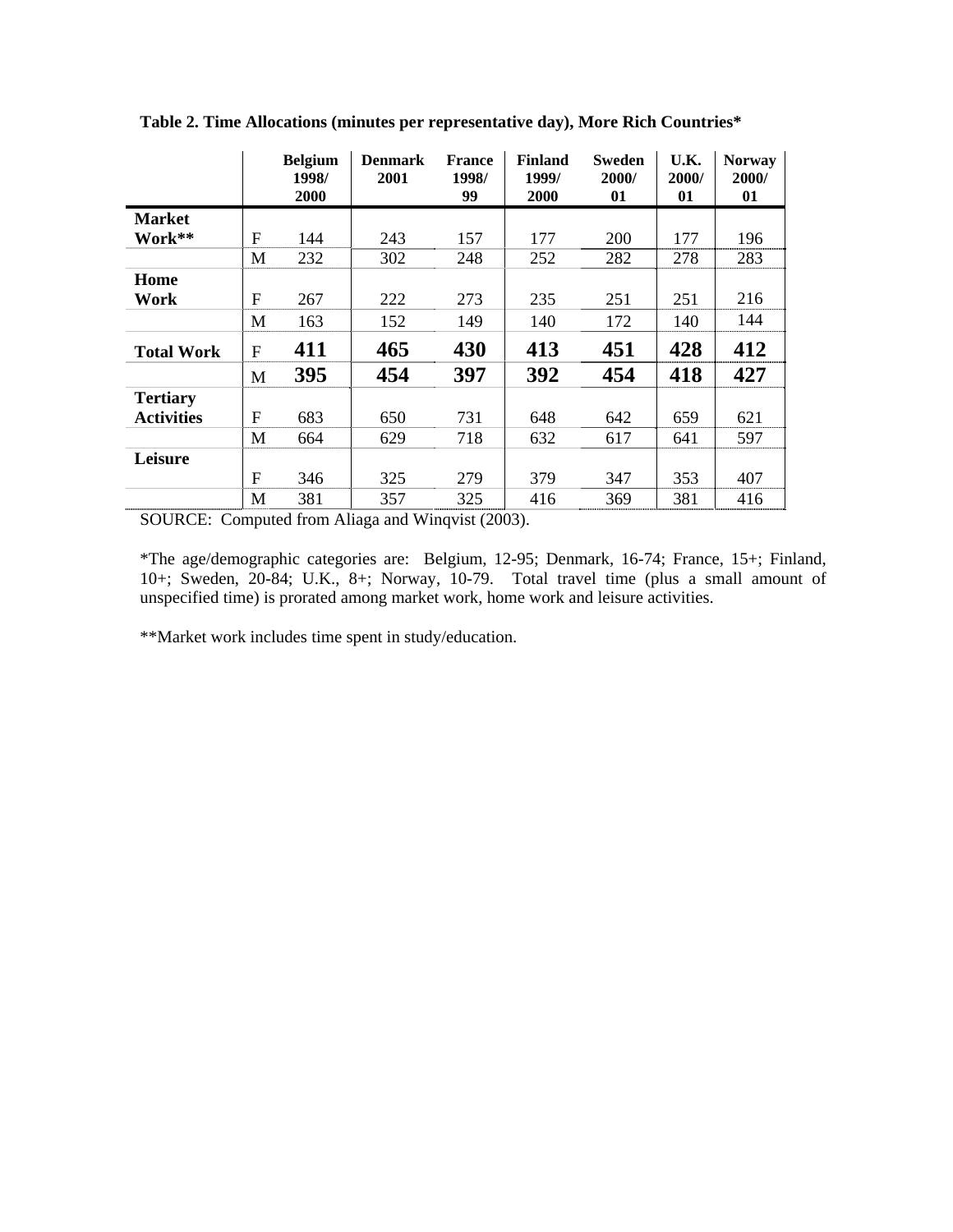**Table 2. Time Allocations (minutes per representative day), More Rich Countries***

| | | Belgium 1998/ 2000 | Denmark 2001 | France 1998/ 99 | Finland 1999/ 2000 | Sweden 2000/ 01 | U.K. 2000/ 01 | Norway 2000/ 01 |
|---|---|---|---|---|---|---|---|---|
| **Market Work**** | F | 144 | 243 | 157 | 177 | 200 | 177 | 196 |
| | M | 232 | 302 | 248 | 252 | 282 | 278 | 283 |
| **Home Work** | F | 267 | 222 | 273 | 235 | 251 | 251 | 216 |
| | M | 163 | 152 | 149 | 140 | 172 | 140 | 144 |
| **Total Work** | F | **411** | **465** | **430** | **413** | **451** | **428** | **412** |
| | M | **395** | **454** | **397** | **392** | **454** | **418** | **427** |
| **Tertiary Activities** | F | 683 | 650 | 731 | 648 | 642 | 659 | 621 |
| | M | 664 | 629 | 718 | 632 | 617 | 641 | 597 |
| **Leisure** | F | 346 | 325 | 279 | 379 | 347 | 353 | 407 |
| | M | 381 | 357 | 325 | 416 | 369 | 381 | 416 |

SOURCE: Computed from Aliaga and Winqvist (2003).

*The age/demographic categories are: Belgium, 12-95; Denmark, 16-74; France, 15+; Finland, 10+; Sweden, 20-84; U.K., 8+; Norway, 10-79. Total travel time (plus a small amount of unspecified time) is prorated among market work, home work and leisure activities.

**Market work includes time spent in study/education.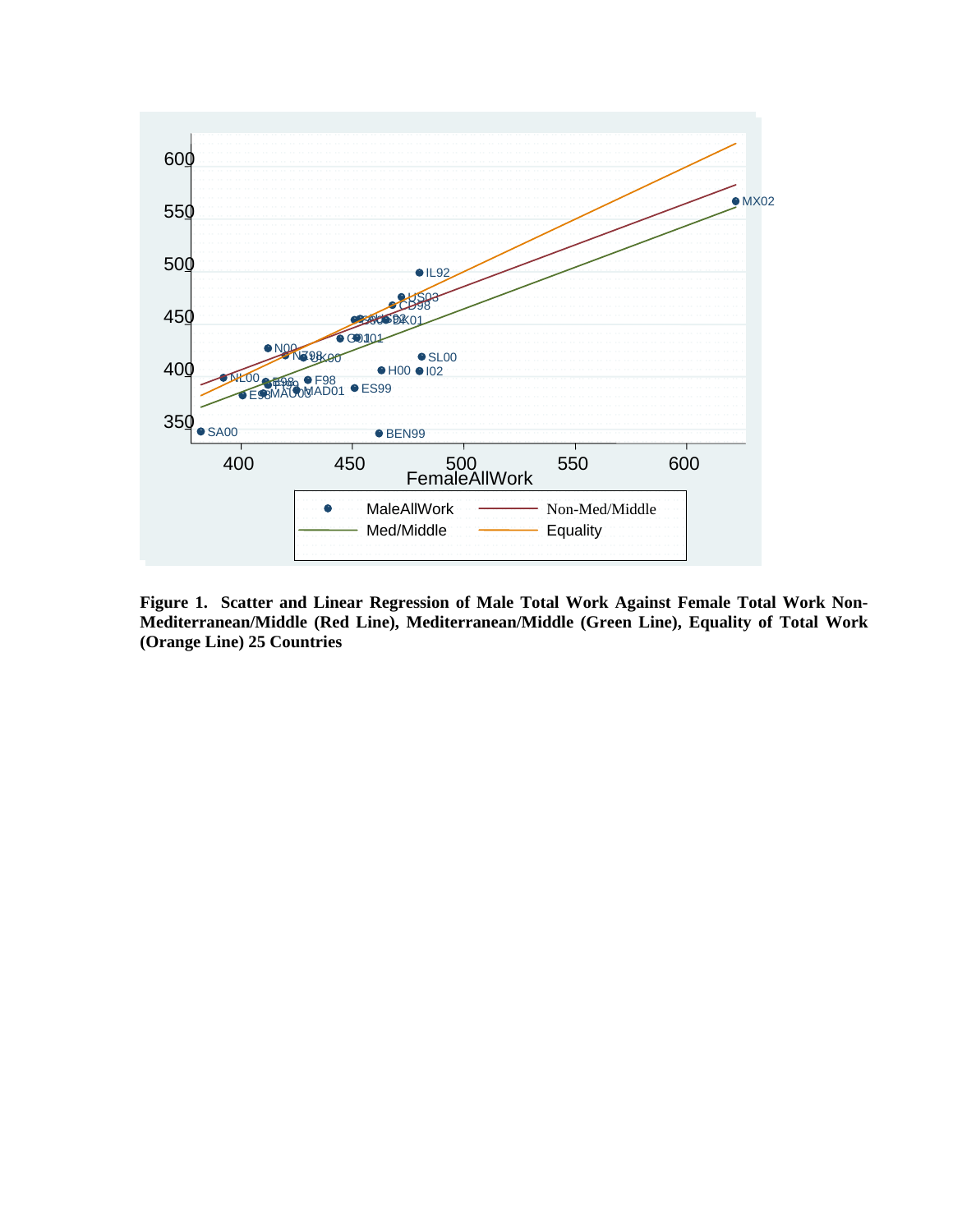**Figure 1. Scatter and Linear Regression of Male Total Work Against Female Total Work Non-Mediterranean/Middle (Red Line), Mediterranean/Middle (Green Line), Equality of Total Work (Orange Line) 25 Countries**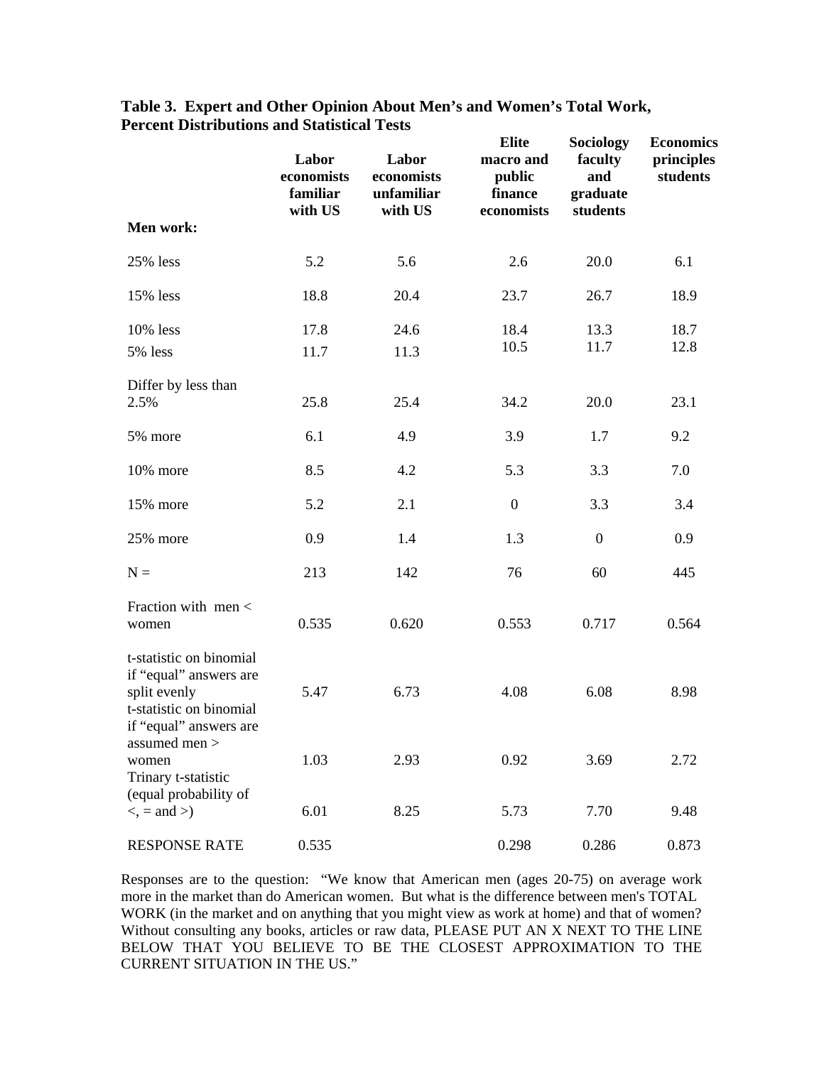**Table 3. Expert and Other Opinion About Men's and Women's Total Work, Percent Distributions and Statistical Tests**

| Men work: | Labor economists familiar with US | Labor economists unfamiliar with US | Elite macro and public finance economists | Sociology faculty and graduate students | Economics principles students |
|---|---|---|---|---|---|
| 25% less | 5.2 | 5.6 | 2.6 | 20.0 | 6.1 |
| 15% less | 18.8 | 20.4 | 23.7 | 26.7 | 18.9 |
| 10% less | 17.8 | 24.6 | 18.4 | 13.3 | 18.7 |
| 5% less | 11.7 | 11.3 | 10.5 | 11.7 | 12.8 |
| Differ by less than 2.5% | 25.8 | 25.4 | 34.2 | 20.0 | 23.1 |
| 5% more | 6.1 | 4.9 | 3.9 | 1.7 | 9.2 |
| 10% more | 8.5 | 4.2 | 5.3 | 3.3 | 7.0 |
| 15% more | 5.2 | 2.1 | 0 | 3.3 | 3.4 |
| 25% more | 0.9 | 1.4 | 1.3 | 0 | 0.9 |
| N = | 213 | 142 | 76 | 60 | 445 |
| Fraction with men < women | 0.535 | 0.620 | 0.553 | 0.717 | 0.564 |
| t-statistic on binomial if "equal" answers are split evenly | 5.47 | 6.73 | 4.08 | 6.08 | 8.98 |
| t-statistic on binomial if "equal" answers are assumed men > women | 1.03 | 2.93 | 0.92 | 3.69 | 2.72 |
| Trinary t-statistic (equal probability of <, = and >) | 6.01 | 8.25 | 5.73 | 7.70 | 9.48 |
| RESPONSE RATE | 0.535 | | 0.298 | 0.286 | 0.873 |

Responses are to the question: "We know that American men (ages 20-75) on average work more in the market than do American women. But what is the difference between men's TOTAL WORK (in the market and on anything that you might view as work at home) and that of women? Without consulting any books, articles or raw data, PLEASE PUT AN X NEXT TO THE LINE BELOW THAT YOU BELIEVE TO BE THE CLOSEST APPROXIMATION TO THE CURRENT SITUATION IN THE US."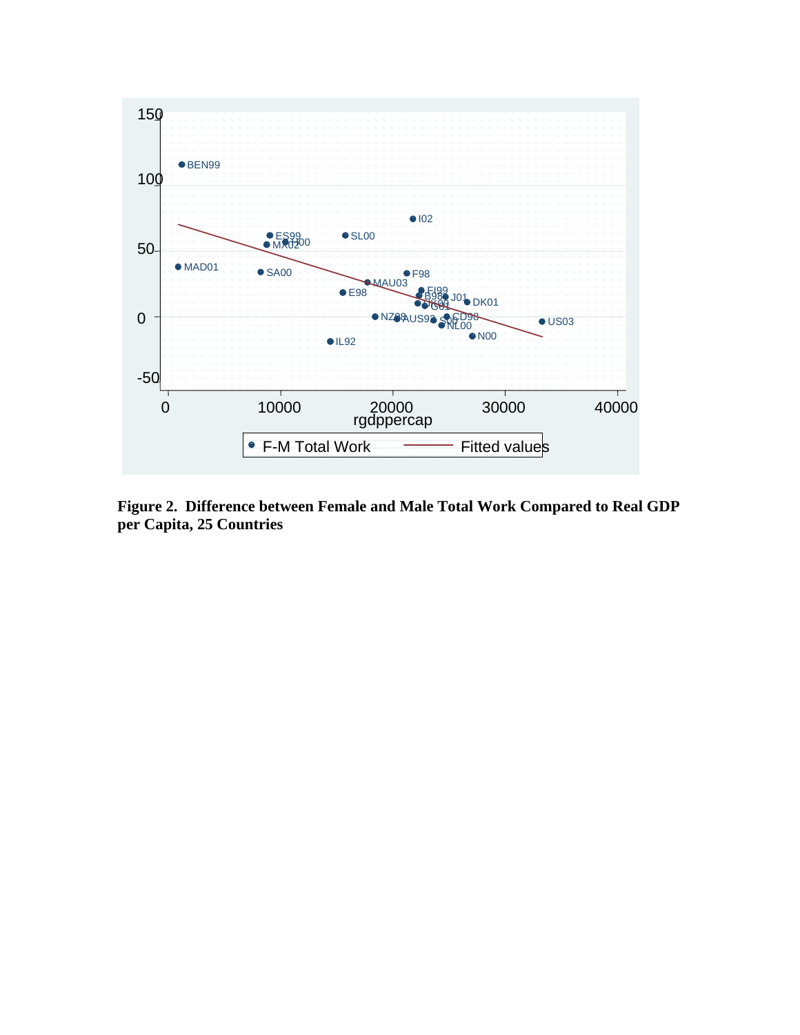**Figure 2. Difference between Female and Male Total Work Compared to Real GDP per Capita, 25 Countries**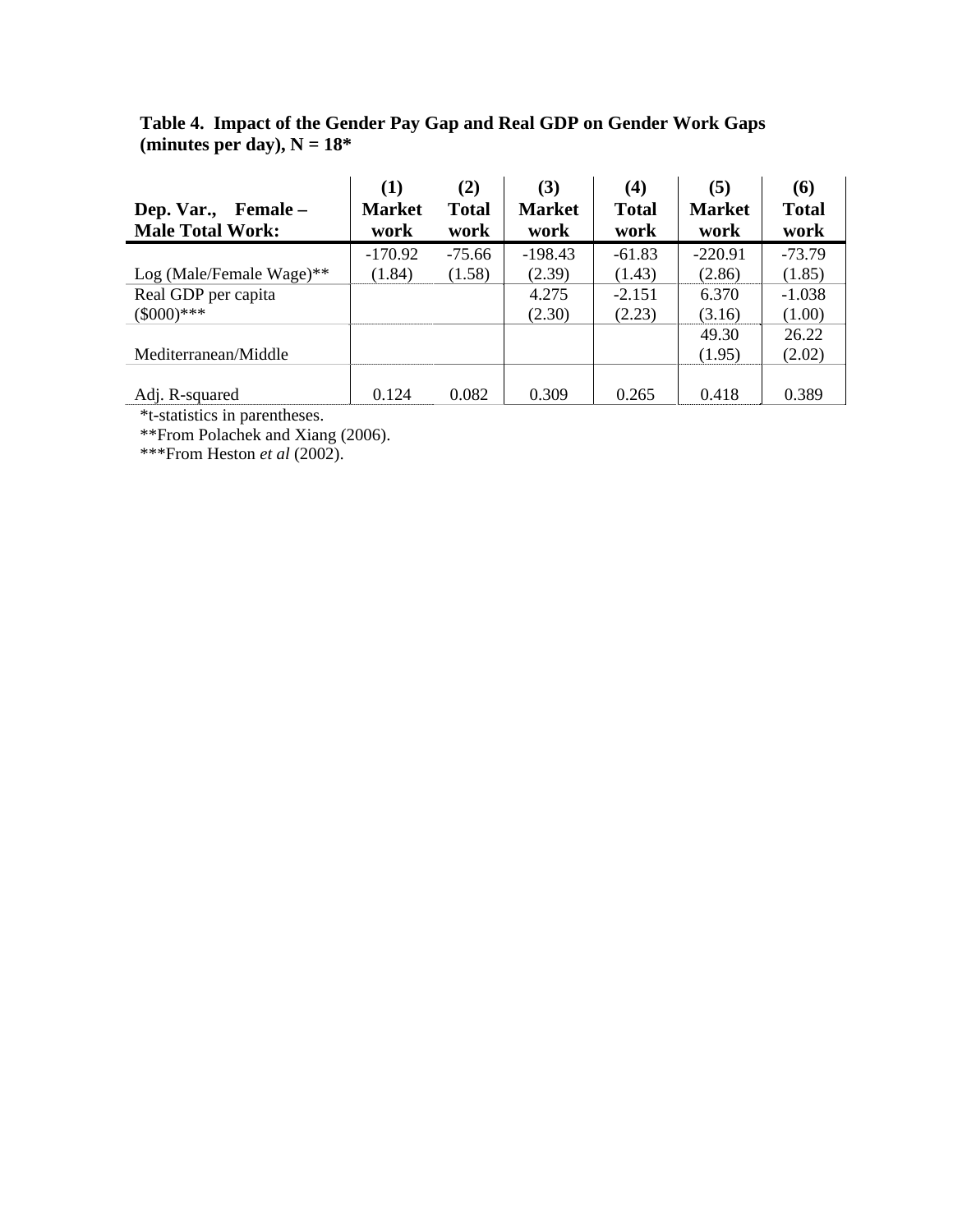**Table 4. Impact of the Gender Pay Gap and Real GDP on Gender Work Gaps (minutes per day), N = 18***

| Dep. Var., Female – Male Total Work: | (1) Market work | (2) Total work | (3) Market work | (4) Total work | (5) Market work | (6) Total work |
|---|---|---|---|---|---|---|
| Log (Male/Female Wage)** | -170.92 (1.84) | -75.66 (1.58) | -198.43 (2.39) | -61.83 (1.43) | -220.91 (2.86) | -73.79 (1.85) |
| Real GDP per capita ($000)*** | | | 4.275 (2.30) | -2.151 (2.23) | 6.370 (3.16) | -1.038 (1.00) |
| Mediterranean/Middle | | | | | 49.30 (1.95) | 26.22 (2.02) |
| Adj. R-squared | 0.124 | 0.082 | 0.309 | 0.265 | 0.418 | 0.389 |

*t-statistics in parentheses.

**From Polachek and Xiang (2006).

***From Heston *et al* (2002).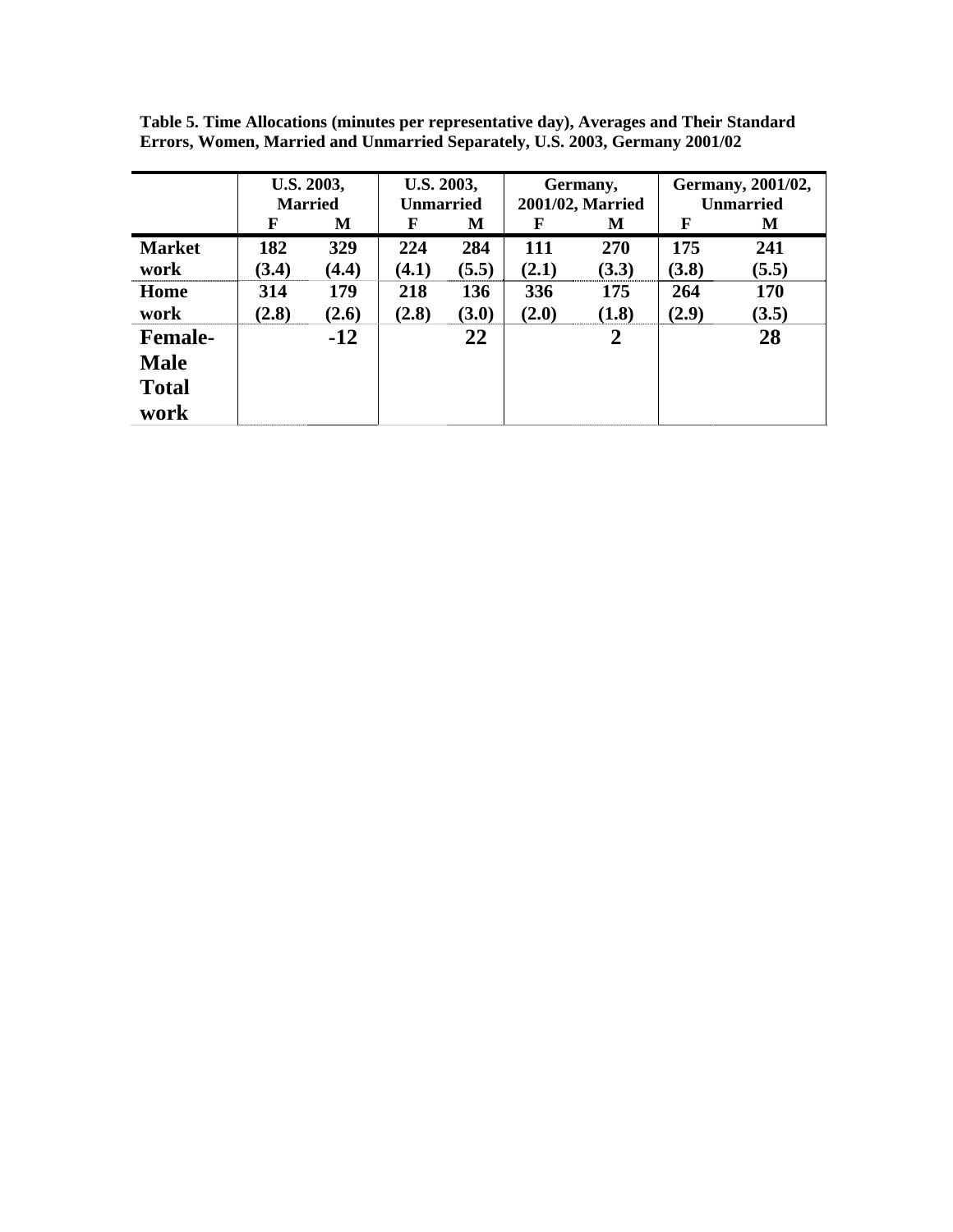**Table 5. Time Allocations (minutes per representative day), Averages and Their Standard Errors, Women, Married and Unmarried Separately, U.S. 2003, Germany 2001/02**

| | U.S. 2003, Married | | U.S. 2003, Unmarried | | Germany, 2001/02, Married | | Germany, 2001/02, Unmarried | |
|---|---|---|---|---|---|---|---|---|
| | F | M | F | M | F | M | F | M |
| Market work | 182 (3.4) | 329 (4.4) | 224 (4.1) | 284 (5.5) | 111 (2.1) | 270 (3.3) | 175 (3.8) | 241 (5.5) |
| Home work | 314 (2.8) | 179 (2.6) | 218 (2.8) | 136 (3.0) | 336 (2.0) | 175 (1.8) | 264 (2.9) | 170 (3.5) |
| Female-Male Total work | | -12 | | 22 | | 2 | | 28 |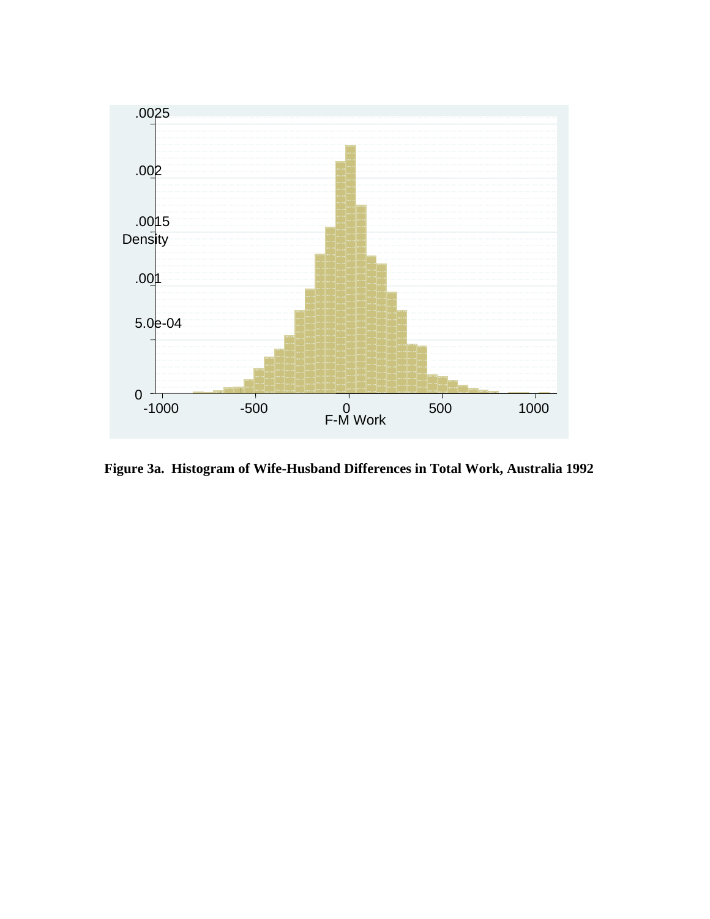**Figure 3a. Histogram of Wife-Husband Differences in Total Work, Australia 1992**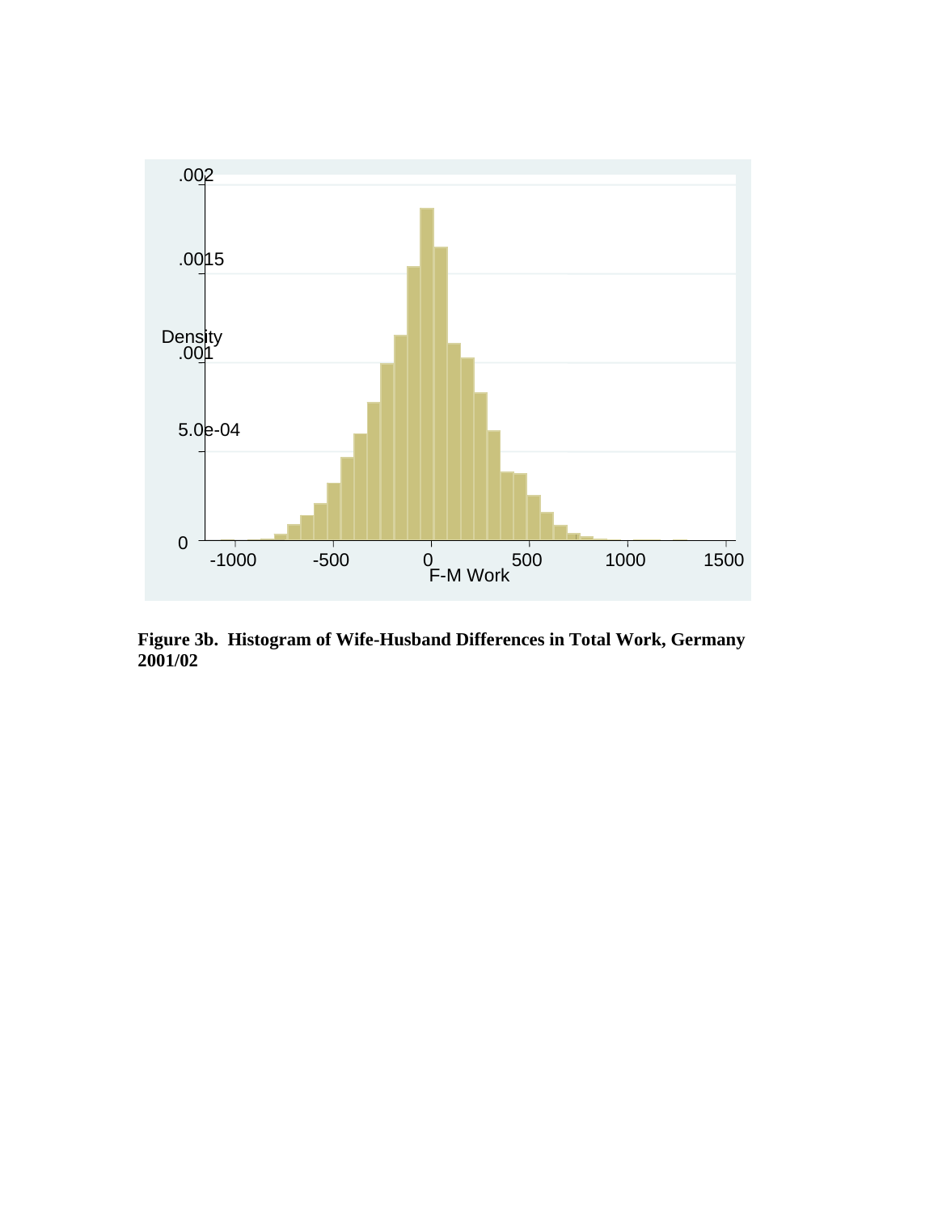**Figure 3b. Histogram of Wife-Husband Differences in Total Work, Germany 2001/02**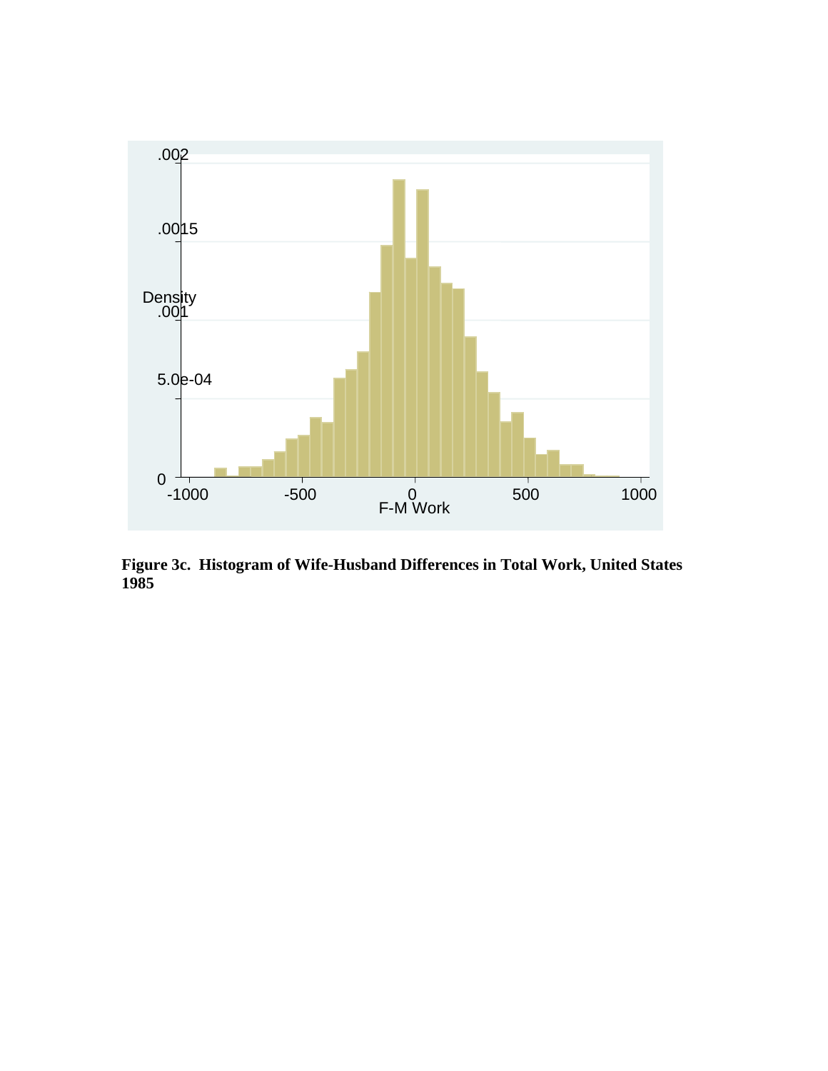**Figure 3c. Histogram of Wife-Husband Differences in Total Work, United States 1985**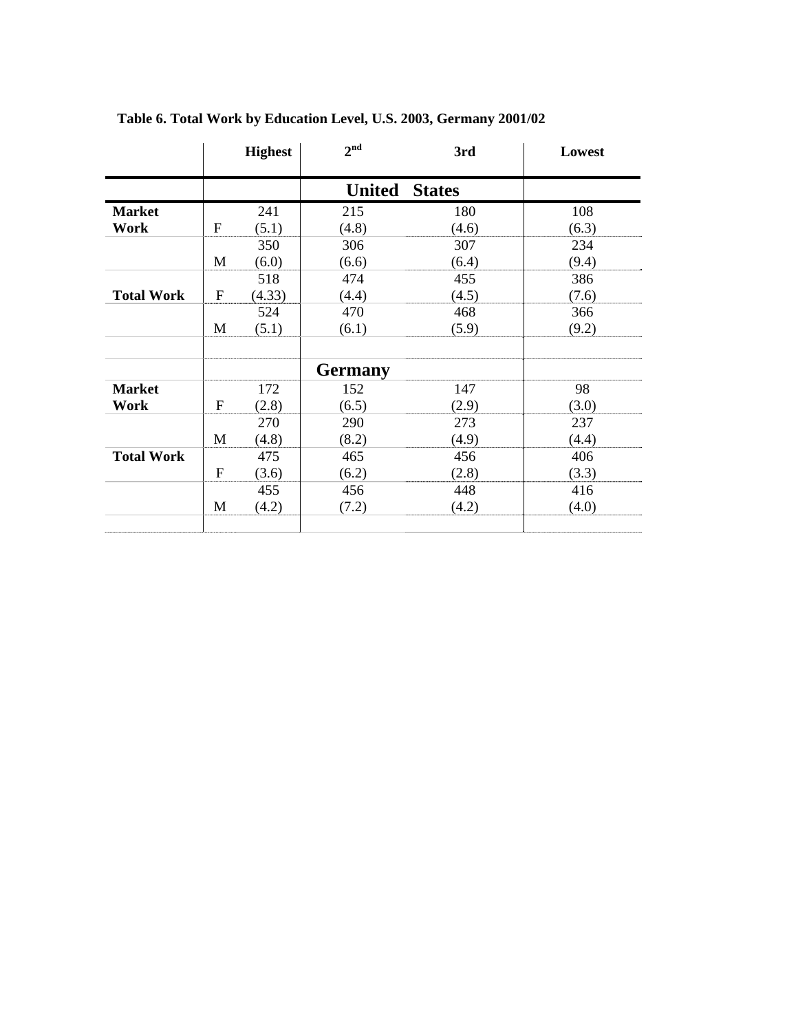**Table 6. Total Work by Education Level, U.S. 2003, Germany 2001/02**

| | | Highest | 2nd | 3rd | Lowest |
|---|---|---|---|---|---|
| | | | **United States** | | |
| **Market Work** | F | 241<br>(5.1) | 215<br>(4.8) | 180<br>(4.6) | 108<br>(6.3) |
| | M | 350<br>(6.0) | 306<br>(6.6) | 307<br>(6.4) | 234<br>(9.4) |
| **Total Work** | F | 518<br>(4.33) | 474<br>(4.4) | 455<br>(4.5) | 386<br>(7.6) |
| | M | 524<br>(5.1) | 470<br>(6.1) | 468<br>(5.9) | 366<br>(9.2) |
| | | | **Germany** | | |
| **Market Work** | F | 172<br>(2.8) | 152<br>(6.5) | 147<br>(2.9) | 98<br>(3.0) |
| | M | 270<br>(4.8) | 290<br>(8.2) | 273<br>(4.9) | 237<br>(4.4) |
| **Total Work** | F | 475<br>(3.6) | 465<br>(6.2) | 456<br>(2.8) | 406<br>(3.3) |
| | M | 455<br>(4.2) | 456<br>(7.2) | 448<br>(4.2) | 416<br>(4.0) |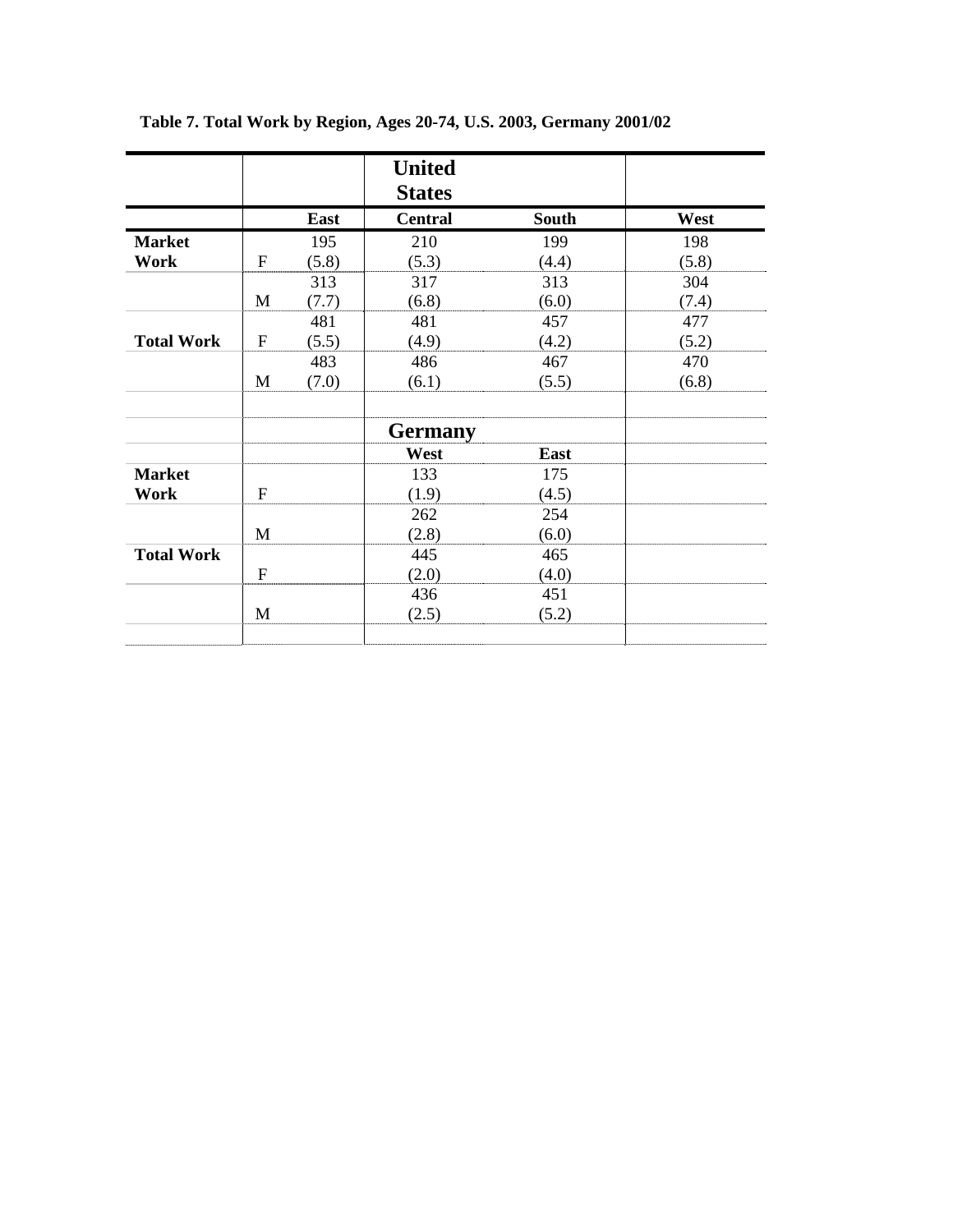**Table 7. Total Work by Region, Ages 20-74, U.S. 2003, Germany 2001/02**

| | | **United States** | | | |
|---|---|---|---|---|---|
| | | **East** | **Central** | **South** | **West** |
| **Market Work** | F | 195 (5.8) | 210 (5.3) | 199 (4.4) | 198 (5.8) |
| | M | 313 (7.7) | 317 (6.8) | 313 (6.0) | 304 (7.4) |
| **Total Work** | F | 481 (5.5) | 481 (4.9) | 457 (4.2) | 477 (5.2) |
| | M | 483 (7.0) | 486 (6.1) | 467 (5.5) | 470 (6.8) |
| | | | | | |
| | | | **Germany** | | |
| | | | **West** | **East** | |
| **Market Work** | F | | 133 (1.9) | 175 (4.5) | |
| | M | | 262 (2.8) | 254 (6.0) | |
| **Total Work** | F | | 445 (2.0) | 465 (4.0) | |
| | M | | 436 (2.5) | 451 (5.2) | |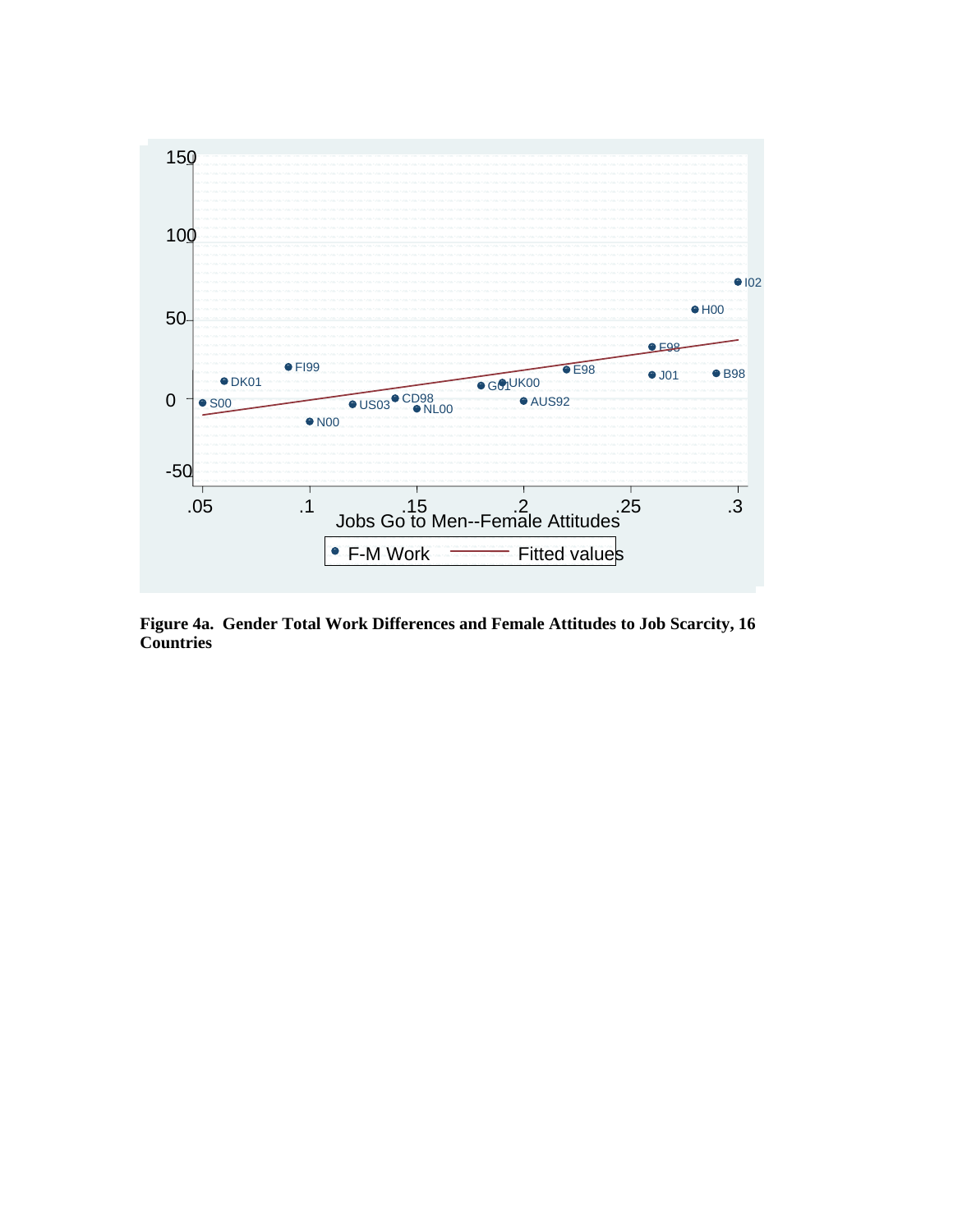**Figure 4a. Gender Total Work Differences and Female Attitudes to Job Scarcity, 16 Countries**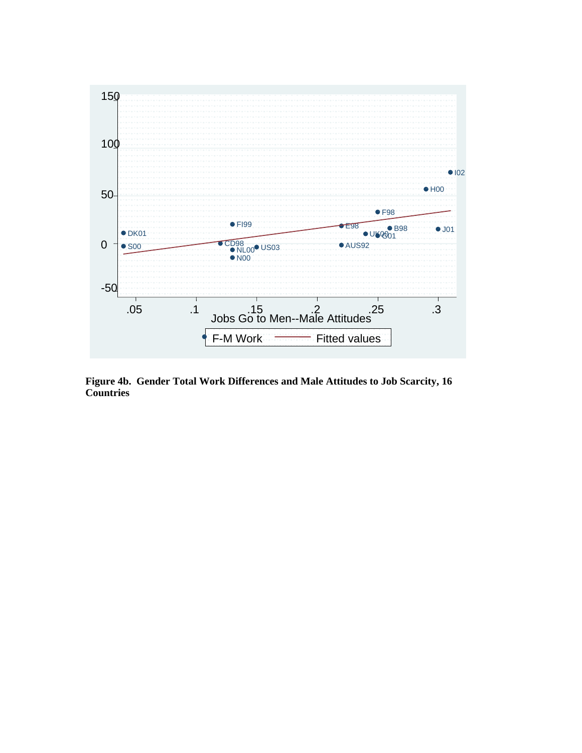**Figure 4b. Gender Total Work Differences and Male Attitudes to Job Scarcity, 16 Countries**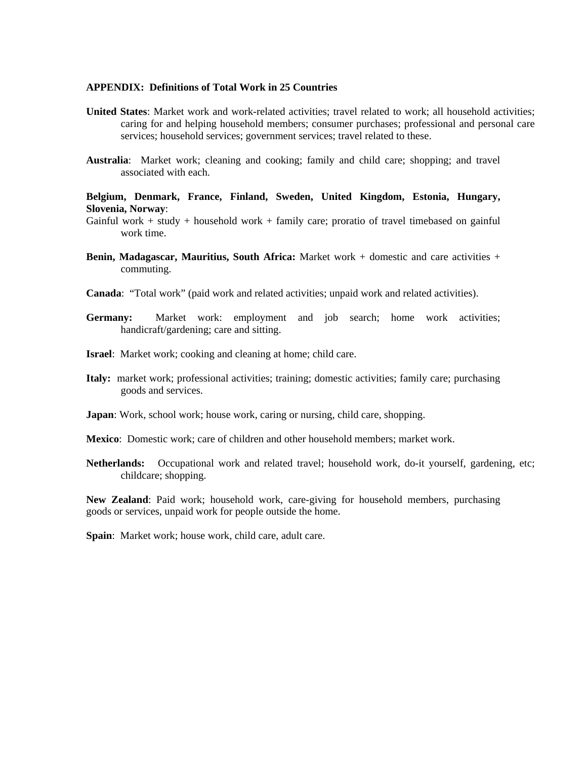**APPENDIX: Definitions of Total Work in 25 Countries**

**United States**: Market work and work-related activities; travel related to work; all household activities; caring for and helping household members; consumer purchases; professional and personal care services; household services; government services; travel related to these.

**Australia**: Market work; cleaning and cooking; family and child care; shopping; and travel associated with each.

**Belgium, Denmark, France, Finland, Sweden, United Kingdom, Estonia, Hungary, Slovenia, Norway**:
Gainful work + study + household work + family care; proratio of travel timebased on gainful work time.

**Benin, Madagascar, Mauritius, South Africa:** Market work + domestic and care activities + commuting.

**Canada**: "Total work" (paid work and related activities; unpaid work and related activities).

**Germany:** Market work: employment and job search; home work activities; handicraft/gardening; care and sitting.

**Israel**: Market work; cooking and cleaning at home; child care.

**Italy:** market work; professional activities; training; domestic activities; family care; purchasing goods and services.

**Japan**: Work, school work; house work, caring or nursing, child care, shopping.

**Mexico**: Domestic work; care of children and other household members; market work.

**Netherlands:** Occupational work and related travel; household work, do-it yourself, gardening, etc; childcare; shopping.

**New Zealand**: Paid work; household work, care-giving for household members, purchasing goods or services, unpaid work for people outside the home.

**Spain**: Market work; house work, child care, adult care.